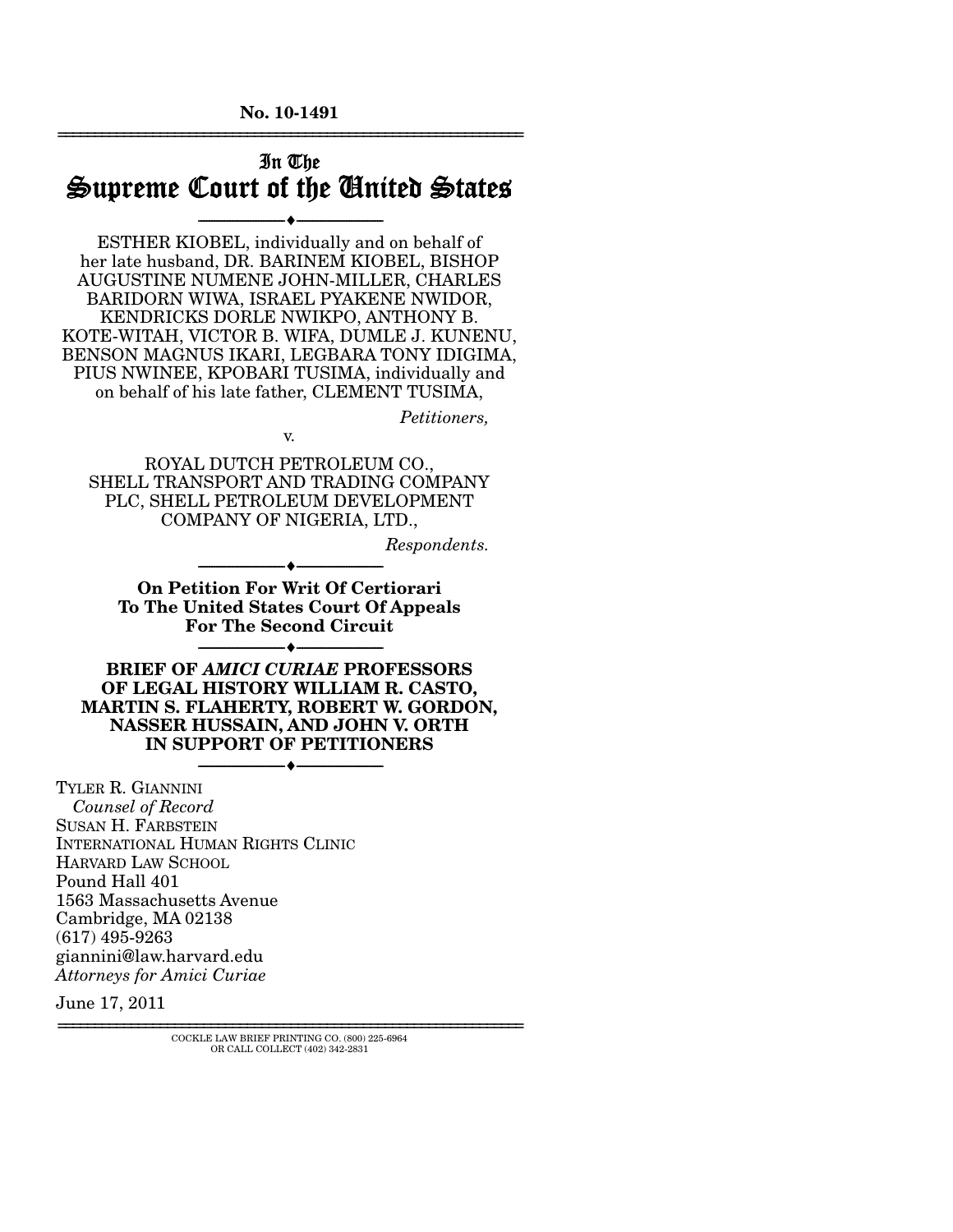No. 10-1491

# In The Supreme Court of the United States

ESTHER KIOBEL, individually and on behalf of her late husband, DR. BARINEM KIOBEL, BISHOP AUGUSTINE NUMENE JOHN-MILLER, CHARLES BARIDORN WIWA, ISRAEL PYAKENE NWIDOR, KENDRICKS DORLE NWIKPO, ANTHONY B. KOTE-WITAH, VICTOR B. WIFA, DUMLE J. KUNENU, BENSON MAGNUS IKARI, LEGBARA TONY IDIGIMA, PIUS NWINEE, KPOBARI TUSIMA, individually and on behalf of his late father, CLEMENT TUSIMA,

*Petitioners,*

v.

ROYAL DUTCH PETROLEUM CO., SHELL TRANSPORT AND TRADING COMPANY PLC, SHELL PETROLEUM DEVELOPMENT COMPANY OF NIGERIA, LTD.,

*Respondents.*

**On Petition For Writ Of Certiorari To The United States Court Of Appeals For The Second Circuit**

**BRIEF OF *AMICI CURIAE* PROFESSORS OF LEGAL HISTORY WILLIAM R. CASTO, MARTIN S. FLAHERTY, ROBERT W. GORDON, NASSER HUSSAIN, AND JOHN V. ORTH IN SUPPORT OF PETITIONERS**

TYLER R. GIANNINI
*Counsel of Record*
SUSAN H. FARBSTEIN
INTERNATIONAL HUMAN RIGHTS CLINIC
HARVARD LAW SCHOOL
Pound Hall 401
1563 Massachusetts Avenue
Cambridge, MA 02138
(617) 495-9263
giannini@law.harvard.edu
*Attorneys for Amici Curiae*

June 17, 2011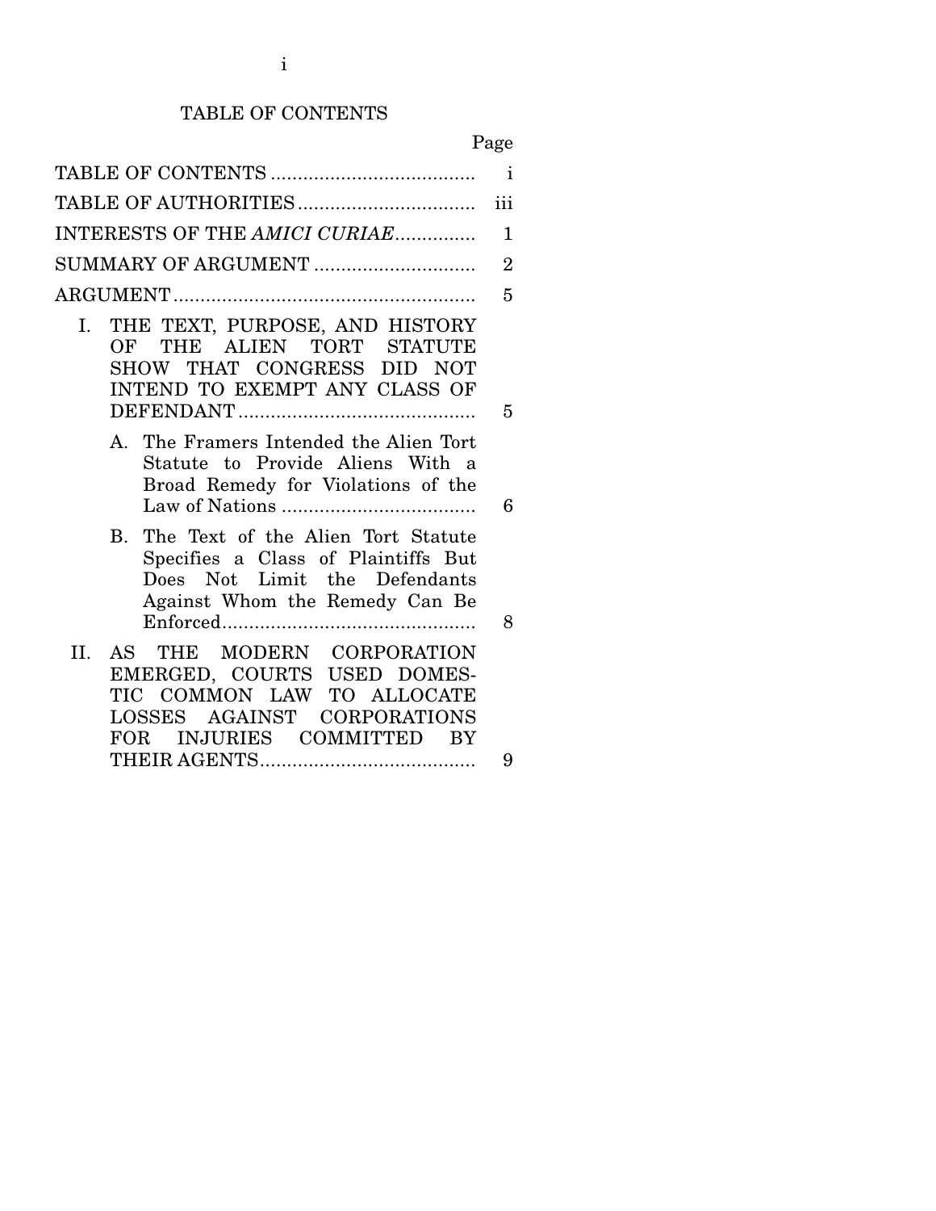# TABLE OF CONTENTS

| | Page |
|---|---|
| TABLE OF CONTENTS | i |
| TABLE OF AUTHORITIES | iii |
| INTERESTS OF THE *AMICI CURIAE* | 1 |
| SUMMARY OF ARGUMENT | 2 |
| ARGUMENT | 5 |
| I. THE TEXT, PURPOSE, AND HISTORY OF THE ALIEN TORT STATUTE SHOW THAT CONGRESS DID NOT INTEND TO EXEMPT ANY CLASS OF DEFENDANT | 5 |
| A. The Framers Intended the Alien Tort Statute to Provide Aliens With a Broad Remedy for Violations of the Law of Nations | 6 |
| B. The Text of the Alien Tort Statute Specifies a Class of Plaintiffs But Does Not Limit the Defendants Against Whom the Remedy Can Be Enforced | 8 |
| II. AS THE MODERN CORPORATION EMERGED, COURTS USED DOMESTIC COMMON LAW TO ALLOCATE LOSSES AGAINST CORPORATIONS FOR INJURIES COMMITTED BY THEIR AGENTS | 9 |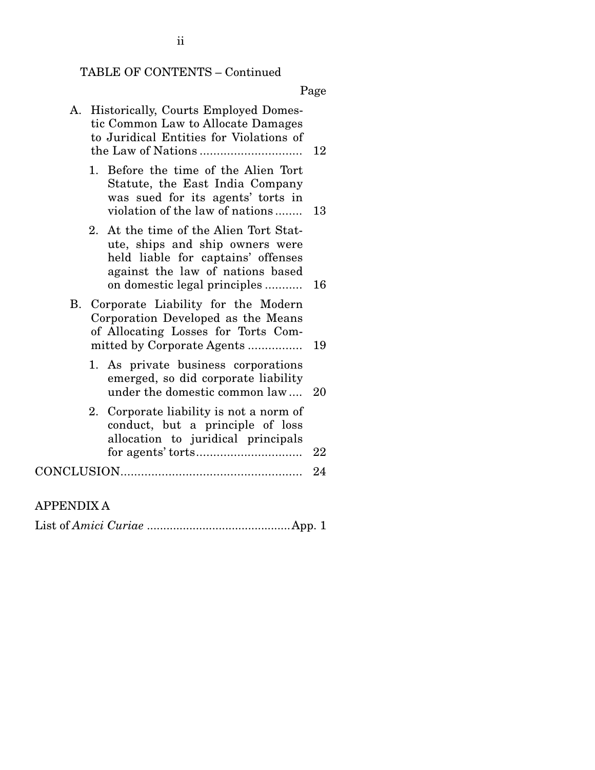TABLE OF CONTENTS – Continued

| | Page |
|---|---|
| A. Historically, Courts Employed Domestic Common Law to Allocate Damages to Juridical Entities for Violations of the Law of Nations | 12 |
| 1. Before the time of the Alien Tort Statute, the East India Company was sued for its agents' torts in violation of the law of nations | 13 |
| 2. At the time of the Alien Tort Statute, ships and ship owners were held liable for captains' offenses against the law of nations based on domestic legal principles | 16 |
| B. Corporate Liability for the Modern Corporation Developed as the Means of Allocating Losses for Torts Committed by Corporate Agents | 19 |
| 1. As private business corporations emerged, so did corporate liability under the domestic common law | 20 |
| 2. Corporate liability is not a norm of conduct, but a principle of loss allocation to juridical principals for agents' torts | 22 |
| CONCLUSION | 24 |

APPENDIX A

List of *Amici Curiae* ........................................... App. 1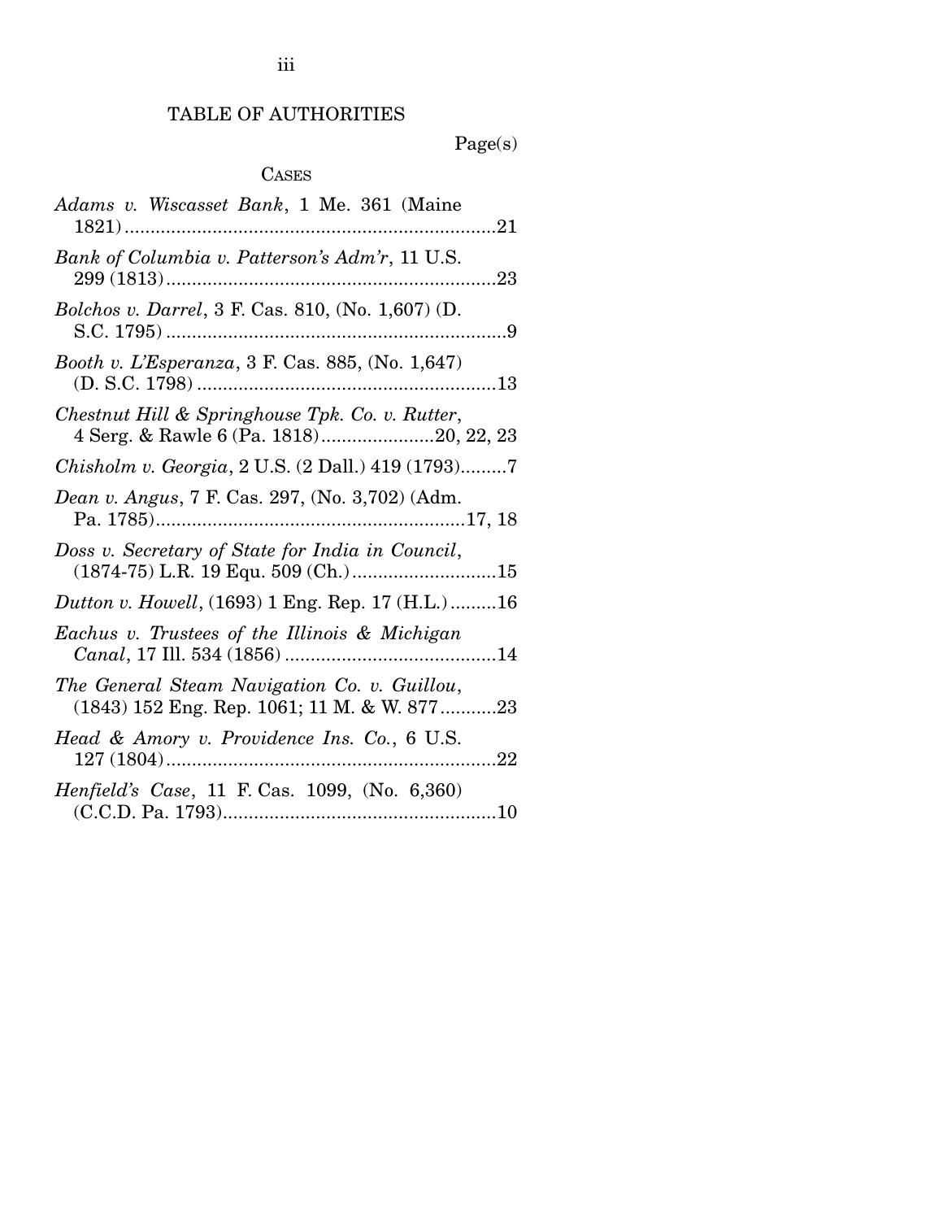# TABLE OF AUTHORITIES

Page(s)

## CASES

*Adams v. Wiscasset Bank*, 1 Me. 361 (Maine 1821) ........................................................................21

*Bank of Columbia v. Patterson's Adm'r*, 11 U.S. 299 (1813) ................................................................23

*Bolchos v. Darrel*, 3 F. Cas. 810, (No. 1,607) (D. S.C. 1795) ..................................................................9

*Booth v. L'Esperanza*, 3 F. Cas. 885, (No. 1,647) (D. S.C. 1798) ..........................................................13

*Chestnut Hill & Springhouse Tpk. Co. v. Rutter*, 4 Serg. & Rawle 6 (Pa. 1818)......................20, 22, 23

*Chisholm v. Georgia*, 2 U.S. (2 Dall.) 419 (1793).........7

*Dean v. Angus*, 7 F. Cas. 297, (No. 3,702) (Adm. Pa. 1785)............................................................17, 18

*Doss v. Secretary of State for India in Council*, (1874-75) L.R. 19 Equ. 509 (Ch.) ............................15

*Dutton v. Howell*, (1693) 1 Eng. Rep. 17 (H.L.) .........16

*Eachus v. Trustees of the Illinois & Michigan Canal*, 17 Ill. 534 (1856) .........................................14

*The General Steam Navigation Co. v. Guillou*, (1843) 152 Eng. Rep. 1061; 11 M. & W. 877 ...........23

*Head & Amory v. Providence Ins. Co.*, 6 U.S. 127 (1804) ................................................................22

*Henfield's Case*, 11 F. Cas. 1099, (No. 6,360) (C.C.D. Pa. 1793).....................................................10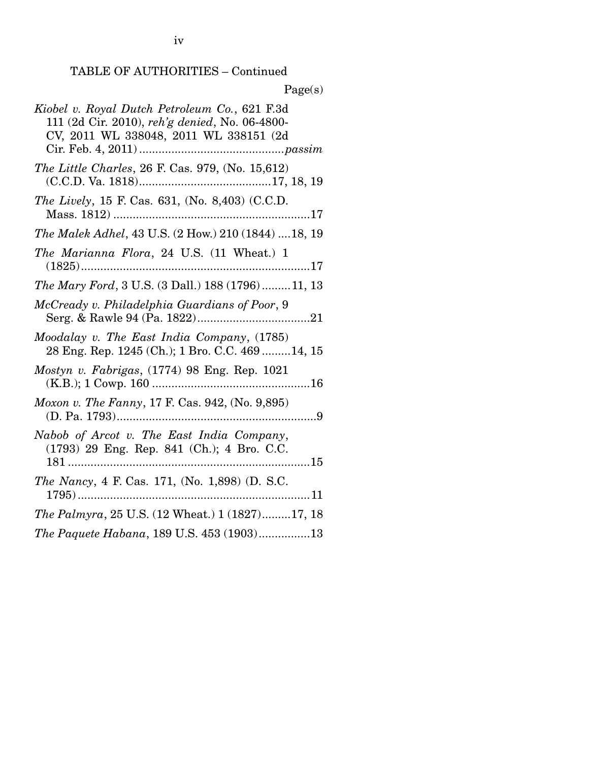TABLE OF AUTHORITIES – Continued

Page(s)

*Kiobel v. Royal Dutch Petroleum Co.*, 621 F.3d 111 (2d Cir. 2010), *reh'g denied*, No. 06-4800-CV, 2011 WL 338048, 2011 WL 338151 (2d Cir. Feb. 4, 2011) ............................................*passim*

*The Little Charles*, 26 F. Cas. 979, (No. 15,612) (C.C.D. Va. 1818).........................................17, 18, 19

*The Lively*, 15 F. Cas. 631, (No. 8,403) (C.C.D. Mass. 1812) .............................................................17

*The Malek Adhel*, 43 U.S. (2 How.) 210 (1844) ....18, 19

*The Marianna Flora*, 24 U.S. (11 Wheat.) 1 (1825).......................................................................17

*The Mary Ford*, 3 U.S. (3 Dall.) 188 (1796).........11, 13

*McCready v. Philadelphia Guardians of Poor*, 9 Serg. & Rawle 94 (Pa. 1822)...................................21

*Moodalay v. The East India Company*, (1785) 28 Eng. Rep. 1245 (Ch.); 1 Bro. C.C. 469 .........14, 15

*Mostyn v. Fabrigas*, (1774) 98 Eng. Rep. 1021 (K.B.); 1 Cowp. 160 .................................................16

*Moxon v. The Fanny*, 17 F. Cas. 942, (No. 9,895) (D. Pa. 1793)..............................................................9

*Nabob of Arcot v. The East India Company*, (1793) 29 Eng. Rep. 841 (Ch.); 4 Bro. C.C. 181 ...........................................................................15

*The Nancy*, 4 F. Cas. 171, (No. 1,898) (D. S.C. 1795)........................................................................11

*The Palmyra*, 25 U.S. (12 Wheat.) 1 (1827).........17, 18

*The Paquete Habana*, 189 U.S. 453 (1903)................13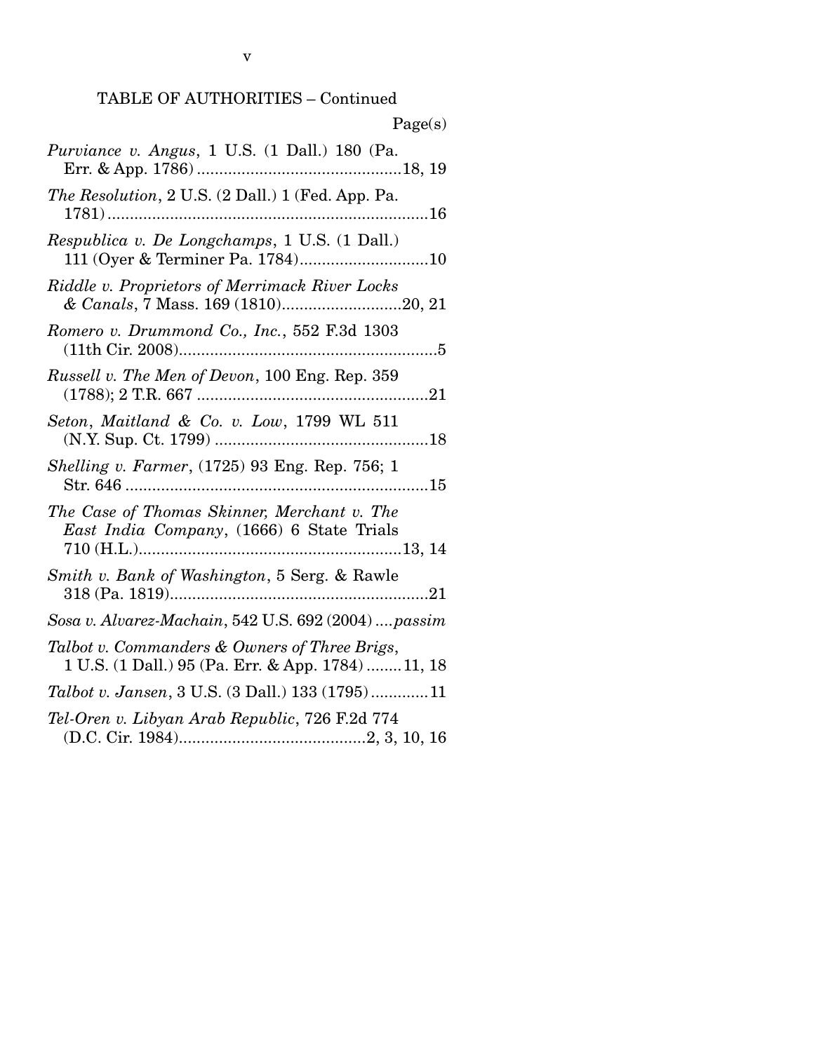TABLE OF AUTHORITIES – Continued

Page(s)

*Purviance v. Angus*, 1 U.S. (1 Dall.) 180 (Pa. Err. & App. 1786) .............................................18, 19

*The Resolution*, 2 U.S. (2 Dall.) 1 (Fed. App. Pa. 1781) .......................................................................16

*Respublica v. De Longchamps*, 1 U.S. (1 Dall.) 111 (Oyer & Terminer Pa. 1784)............................10

*Riddle v. Proprietors of Merrimack River Locks & Canals*, 7 Mass. 169 (1810)..........................20, 21

*Romero v. Drummond Co., Inc.*, 552 F.3d 1303 (11th Cir. 2008)..........................................................5

*Russell v. The Men of Devon*, 100 Eng. Rep. 359 (1788); 2 T.R. 667 ....................................................21

*Seton, Maitland & Co. v. Low*, 1799 WL 511 (N.Y. Sup. Ct. 1799) ................................................18

*Shelling v. Farmer*, (1725) 93 Eng. Rep. 756; 1 Str. 646 ....................................................................15

*The Case of Thomas Skinner, Merchant v. The East India Company*, (1666) 6 State Trials 710 (H.L.)..........................................................13, 14

*Smith v. Bank of Washington*, 5 Serg. & Rawle 318 (Pa. 1819)..........................................................21

*Sosa v. Alvarez-Machain*, 542 U.S. 692 (2004) ....*passim*

*Talbot v. Commanders & Owners of Three Brigs*, 1 U.S. (1 Dall.) 95 (Pa. Err. & App. 1784) ........11, 18

*Talbot v. Jansen*, 3 U.S. (3 Dall.) 133 (1795).............11

*Tel-Oren v. Libyan Arab Republic*, 726 F.2d 774 (D.C. Cir. 1984)..........................................2, 3, 10, 16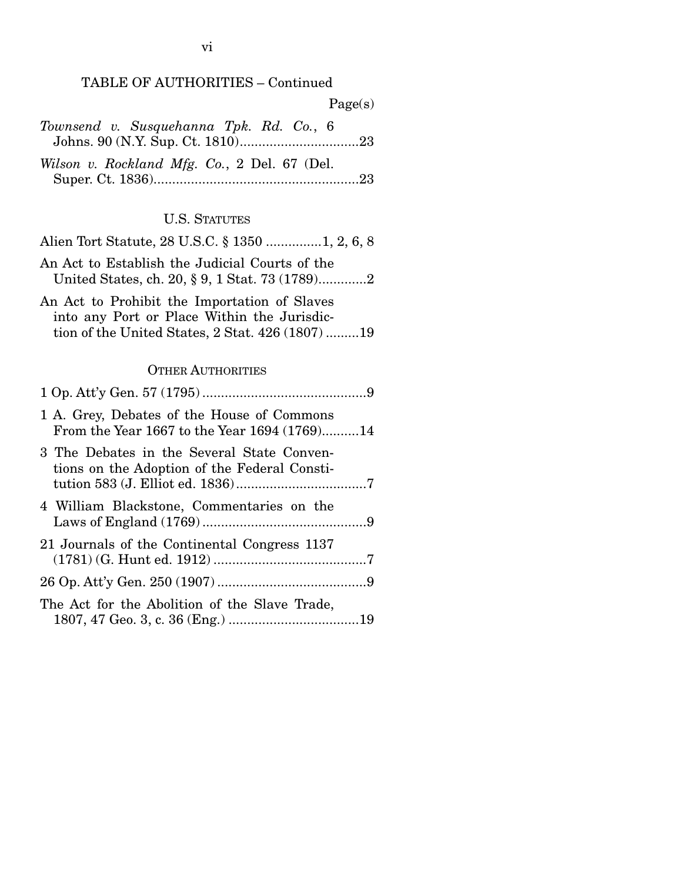TABLE OF AUTHORITIES – Continued

Page(s)

*Townsend v. Susquehanna Tpk. Rd. Co.*, 6 Johns. 90 (N.Y. Sup. Ct. 1810)................................23

*Wilson v. Rockland Mfg. Co.*, 2 Del. 67 (Del. Super. Ct. 1836).......................................................23

## U.S. STATUTES

Alien Tort Statute, 28 U.S.C. § 1350 ..............1, 2, 6, 8

An Act to Establish the Judicial Courts of the United States, ch. 20, § 9, 1 Stat. 73 (1789).............2

An Act to Prohibit the Importation of Slaves into any Port or Place Within the Jurisdiction of the United States, 2 Stat. 426 (1807) .........19

## OTHER AUTHORITIES

1 Op. Att'y Gen. 57 (1795) ............................................9

1 A. Grey, Debates of the House of Commons From the Year 1667 to the Year 1694 (1769)..........14

3 The Debates in the Several State Conventions on the Adoption of the Federal Constitution 583 (J. Elliot ed. 1836)...................................7

4 William Blackstone, Commentaries on the Laws of England (1769) ............................................9

21 Journals of the Continental Congress 1137 (1781) (G. Hunt ed. 1912) .........................................7

26 Op. Att'y Gen. 250 (1907) ........................................9

The Act for the Abolition of the Slave Trade, 1807, 47 Geo. 3, c. 36 (Eng.) ...................................19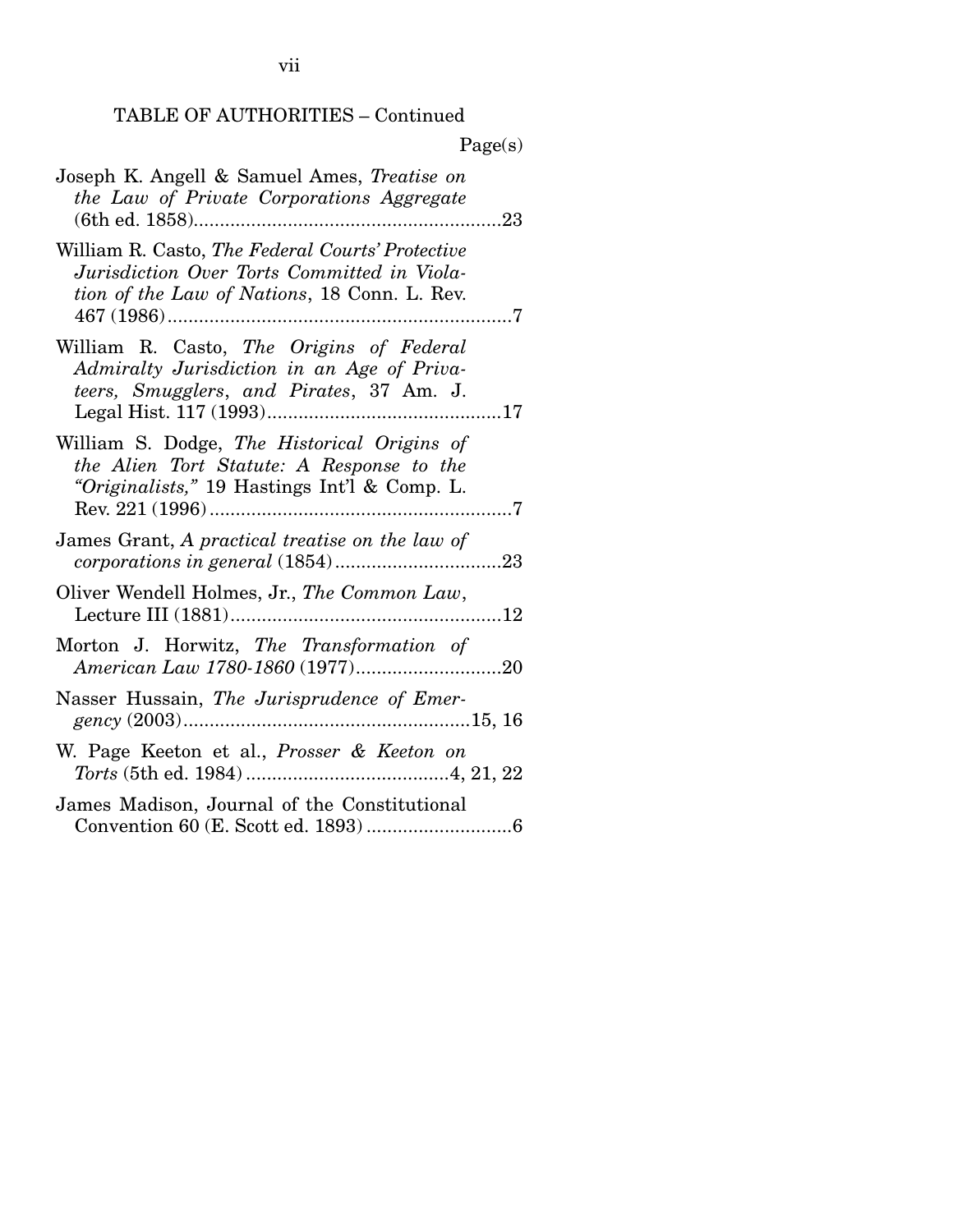TABLE OF AUTHORITIES – Continued

Page(s)

Joseph K. Angell & Samuel Ames, *Treatise on the Law of Private Corporations Aggregate* (6th ed. 1858)...........................................................23

William R. Casto, *The Federal Courts' Protective Jurisdiction Over Torts Committed in Violation of the Law of Nations*, 18 Conn. L. Rev. 467 (1986)...................................................................7

William R. Casto, *The Origins of Federal Admiralty Jurisdiction in an Age of Privateers, Smugglers, and Pirates*, 37 Am. J. Legal Hist. 117 (1993).............................................17

William S. Dodge, *The Historical Origins of the Alien Tort Statute: A Response to the "Originalists,"* 19 Hastings Int'l & Comp. L. Rev. 221 (1996)..........................................................7

James Grant, *A practical treatise on the law of corporations in general* (1854)................................23

Oliver Wendell Holmes, Jr., *The Common Law*, Lecture III (1881)....................................................12

Morton J. Horwitz, *The Transformation of American Law 1780-1860* (1977)............................20

Nasser Hussain, *The Jurisprudence of Emergency* (2003).......................................................15, 16

W. Page Keeton et al., *Prosser & Keeton on Torts* (5th ed. 1984).......................................4, 21, 22

James Madison, Journal of the Constitutional Convention 60 (E. Scott ed. 1893)............................6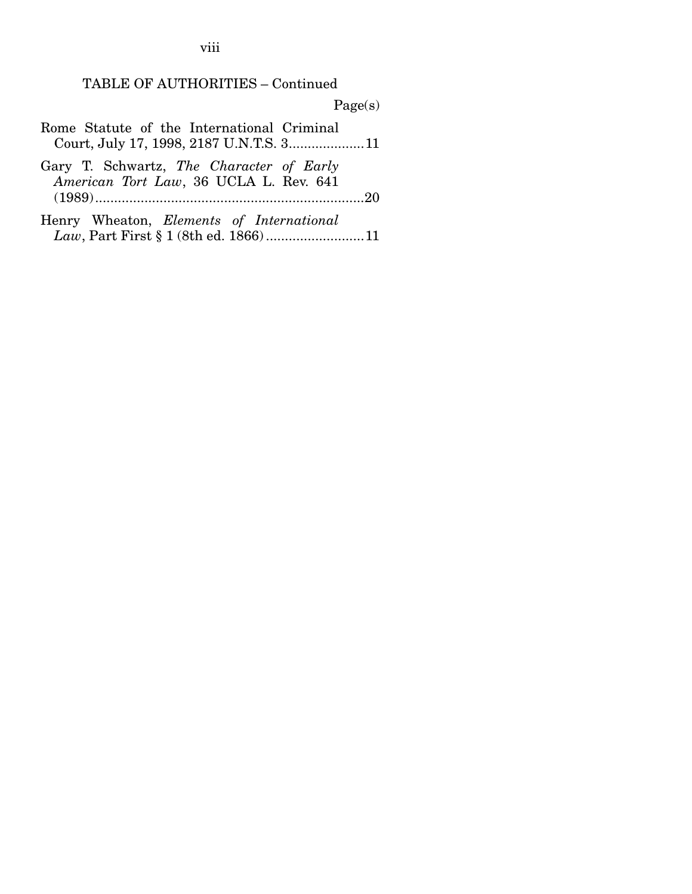TABLE OF AUTHORITIES – Continued

Page(s)

Rome Statute of the International Criminal Court, July 17, 1998, 2187 U.N.T.S. 3....................11

Gary T. Schwartz, *The Character of Early American Tort Law*, 36 UCLA L. Rev. 641 (1989).......................................................................20

Henry Wheaton, *Elements of International Law*, Part First § 1 (8th ed. 1866)..........................11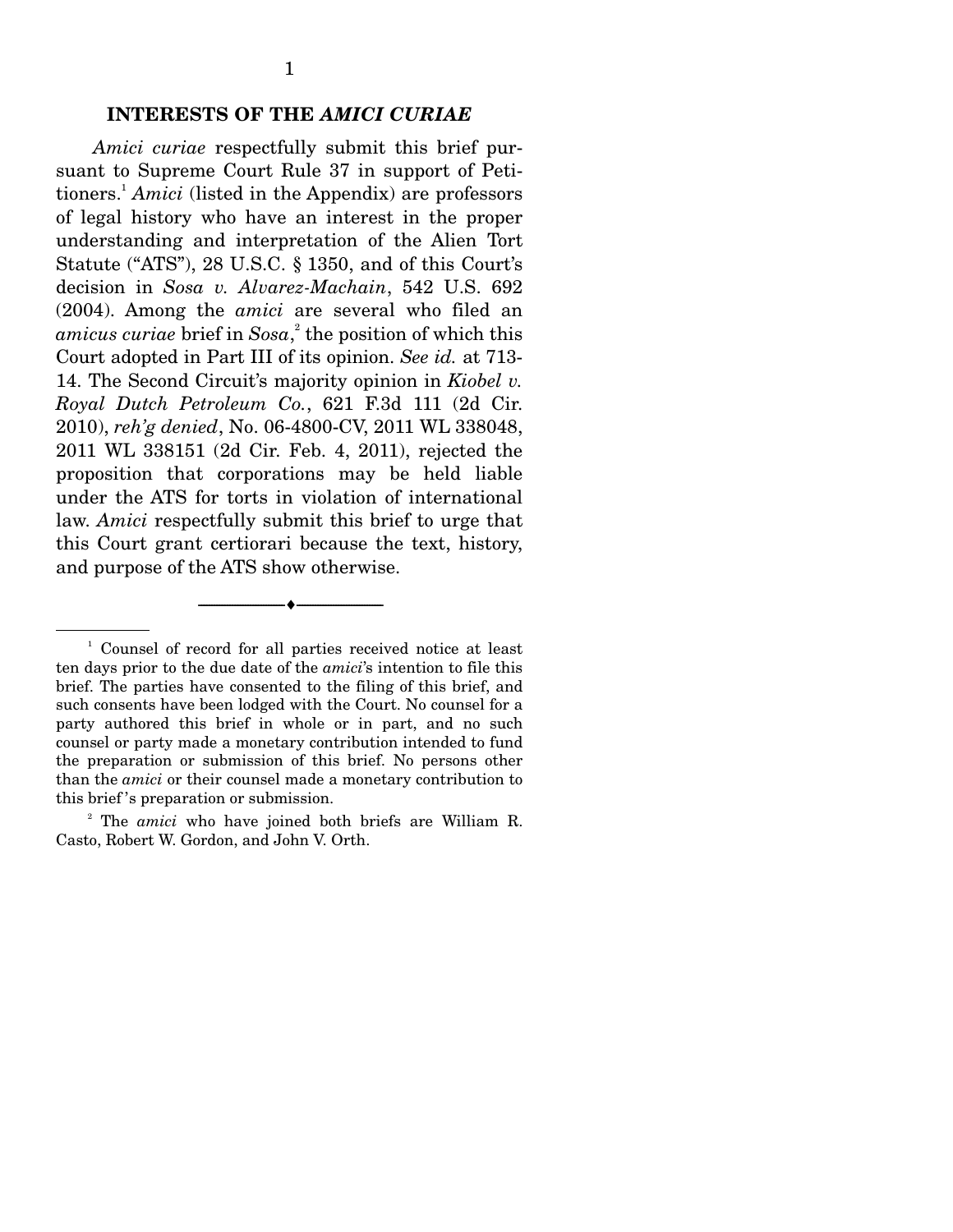## INTERESTS OF THE *AMICI CURIAE*

*Amici curiae* respectfully submit this brief pursuant to Supreme Court Rule 37 in support of Petitioners.[1] *Amici* (listed in the Appendix) are professors of legal history who have an interest in the proper understanding and interpretation of the Alien Tort Statute ("ATS"), 28 U.S.C. § 1350, and of this Court's decision in *Sosa v. Alvarez-Machain*, 542 U.S. 692 (2004). Among the *amici* are several who filed an *amicus curiae* brief in *Sosa*,[2] the position of which this Court adopted in Part III of its opinion. *See id.* at 713-14. The Second Circuit's majority opinion in *Kiobel v. Royal Dutch Petroleum Co.*, 621 F.3d 111 (2d Cir. 2010), *reh'g denied*, No. 06-4800-CV, 2011 WL 338048, 2011 WL 338151 (2d Cir. Feb. 4, 2011), rejected the proposition that corporations may be held liable under the ATS for torts in violation of international law. *Amici* respectfully submit this brief to urge that this Court grant certiorari because the text, history, and purpose of the ATS show otherwise.

---

[1] Counsel of record for all parties received notice at least ten days prior to the due date of the *amici*'s intention to file this brief. The parties have consented to the filing of this brief, and such consents have been lodged with the Court. No counsel for a party authored this brief in whole or in part, and no such counsel or party made a monetary contribution intended to fund the preparation or submission of this brief. No persons other than the *amici* or their counsel made a monetary contribution to this brief's preparation or submission.

[2] The *amici* who have joined both briefs are William R. Casto, Robert W. Gordon, and John V. Orth.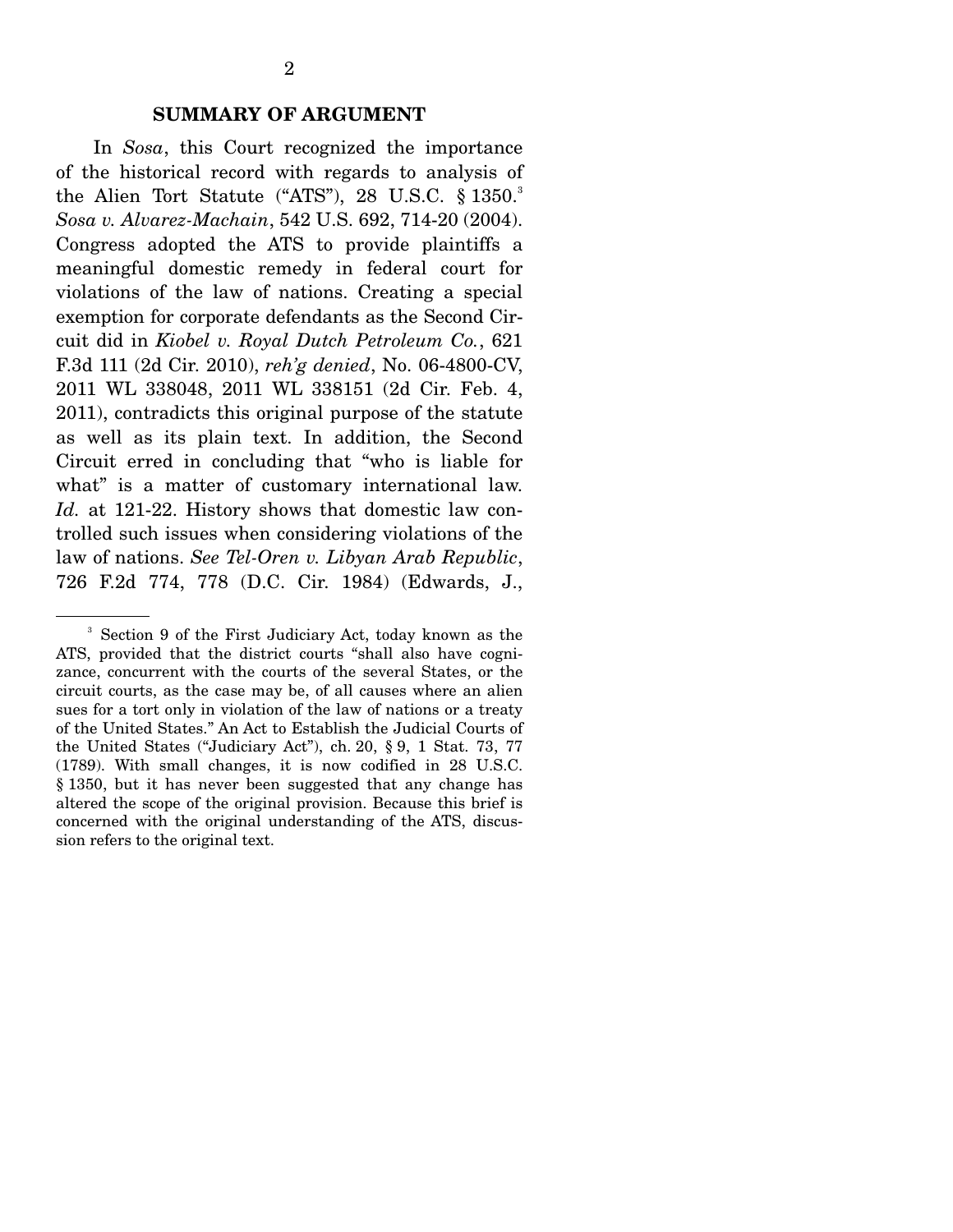## SUMMARY OF ARGUMENT

In *Sosa*, this Court recognized the importance of the historical record with regards to analysis of the Alien Tort Statute ("ATS"), 28 U.S.C. § 1350.[3] *Sosa v. Alvarez-Machain*, 542 U.S. 692, 714-20 (2004). Congress adopted the ATS to provide plaintiffs a meaningful domestic remedy in federal court for violations of the law of nations. Creating a special exemption for corporate defendants as the Second Circuit did in *Kiobel v. Royal Dutch Petroleum Co.*, 621 F.3d 111 (2d Cir. 2010), *reh'g denied*, No. 06-4800-CV, 2011 WL 338048, 2011 WL 338151 (2d Cir. Feb. 4, 2011), contradicts this original purpose of the statute as well as its plain text. In addition, the Second Circuit erred in concluding that "who is liable for what" is a matter of customary international law. *Id.* at 121-22. History shows that domestic law controlled such issues when considering violations of the law of nations. *See Tel-Oren v. Libyan Arab Republic*, 726 F.2d 774, 778 (D.C. Cir. 1984) (Edwards, J.,

---

[3] Section 9 of the First Judiciary Act, today known as the ATS, provided that the district courts "shall also have cognizance, concurrent with the courts of the several States, or the circuit courts, as the case may be, of all causes where an alien sues for a tort only in violation of the law of nations or a treaty of the United States." An Act to Establish the Judicial Courts of the United States ("Judiciary Act"), ch. 20, § 9, 1 Stat. 73, 77 (1789). With small changes, it is now codified in 28 U.S.C. § 1350, but it has never been suggested that any change has altered the scope of the original provision. Because this brief is concerned with the original understanding of the ATS, discussion refers to the original text.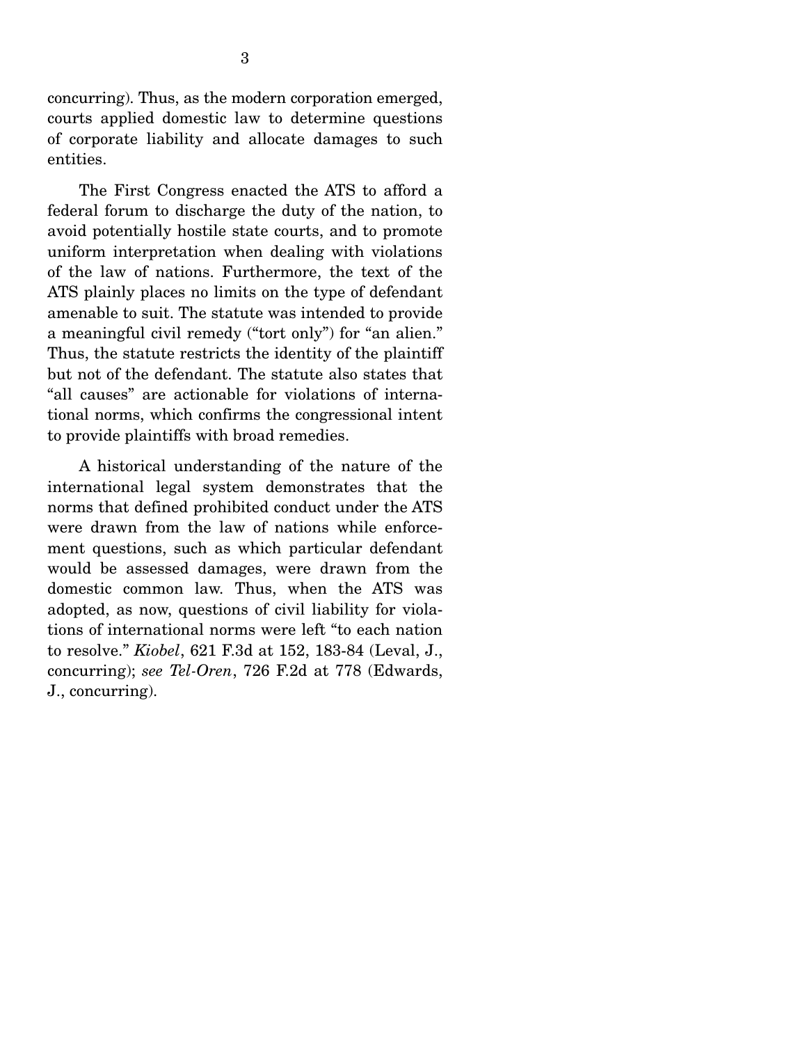concurring). Thus, as the modern corporation emerged, courts applied domestic law to determine questions of corporate liability and allocate damages to such entities.

The First Congress enacted the ATS to afford a federal forum to discharge the duty of the nation, to avoid potentially hostile state courts, and to promote uniform interpretation when dealing with violations of the law of nations. Furthermore, the text of the ATS plainly places no limits on the type of defendant amenable to suit. The statute was intended to provide a meaningful civil remedy ("tort only") for "an alien." Thus, the statute restricts the identity of the plaintiff but not of the defendant. The statute also states that "all causes" are actionable for violations of international norms, which confirms the congressional intent to provide plaintiffs with broad remedies.

A historical understanding of the nature of the international legal system demonstrates that the norms that defined prohibited conduct under the ATS were drawn from the law of nations while enforcement questions, such as which particular defendant would be assessed damages, were drawn from the domestic common law. Thus, when the ATS was adopted, as now, questions of civil liability for violations of international norms were left "to each nation to resolve." *Kiobel*, 621 F.3d at 152, 183-84 (Leval, J., concurring); *see Tel-Oren*, 726 F.2d at 778 (Edwards, J., concurring).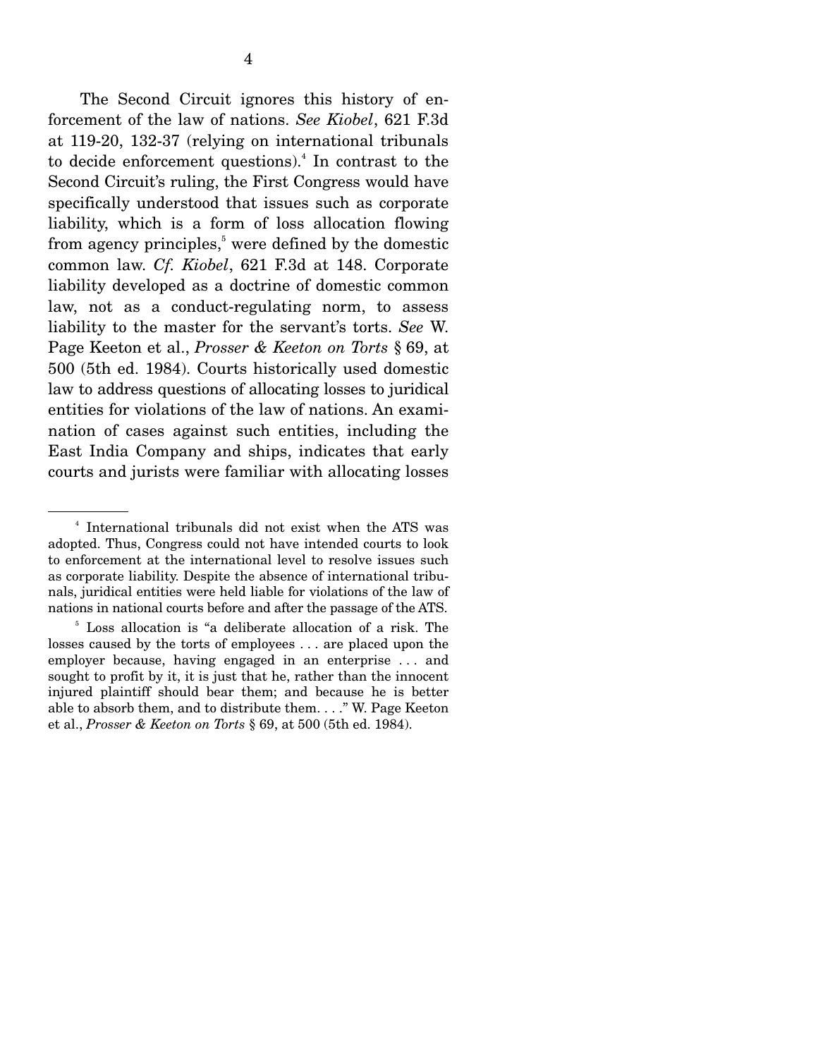The Second Circuit ignores this history of enforcement of the law of nations. *See Kiobel*, 621 F.3d at 119-20, 132-37 (relying on international tribunals to decide enforcement questions).[4] In contrast to the Second Circuit's ruling, the First Congress would have specifically understood that issues such as corporate liability, which is a form of loss allocation flowing from agency principles,[5] were defined by the domestic common law. *Cf. Kiobel*, 621 F.3d at 148. Corporate liability developed as a doctrine of domestic common law, not as a conduct-regulating norm, to assess liability to the master for the servant's torts. *See* W. Page Keeton et al., *Prosser & Keeton on Torts* § 69, at 500 (5th ed. 1984). Courts historically used domestic law to address questions of allocating losses to juridical entities for violations of the law of nations. An examination of cases against such entities, including the East India Company and ships, indicates that early courts and jurists were familiar with allocating losses

---

[4] International tribunals did not exist when the ATS was adopted. Thus, Congress could not have intended courts to look to enforcement at the international level to resolve issues such as corporate liability. Despite the absence of international tribunals, juridical entities were held liable for violations of the law of nations in national courts before and after the passage of the ATS.

[5] Loss allocation is "a deliberate allocation of a risk. The losses caused by the torts of employees . . . are placed upon the employer because, having engaged in an enterprise . . . and sought to profit by it, it is just that he, rather than the innocent injured plaintiff should bear them; and because he is better able to absorb them, and to distribute them. . . ." W. Page Keeton et al., *Prosser & Keeton on Torts* § 69, at 500 (5th ed. 1984).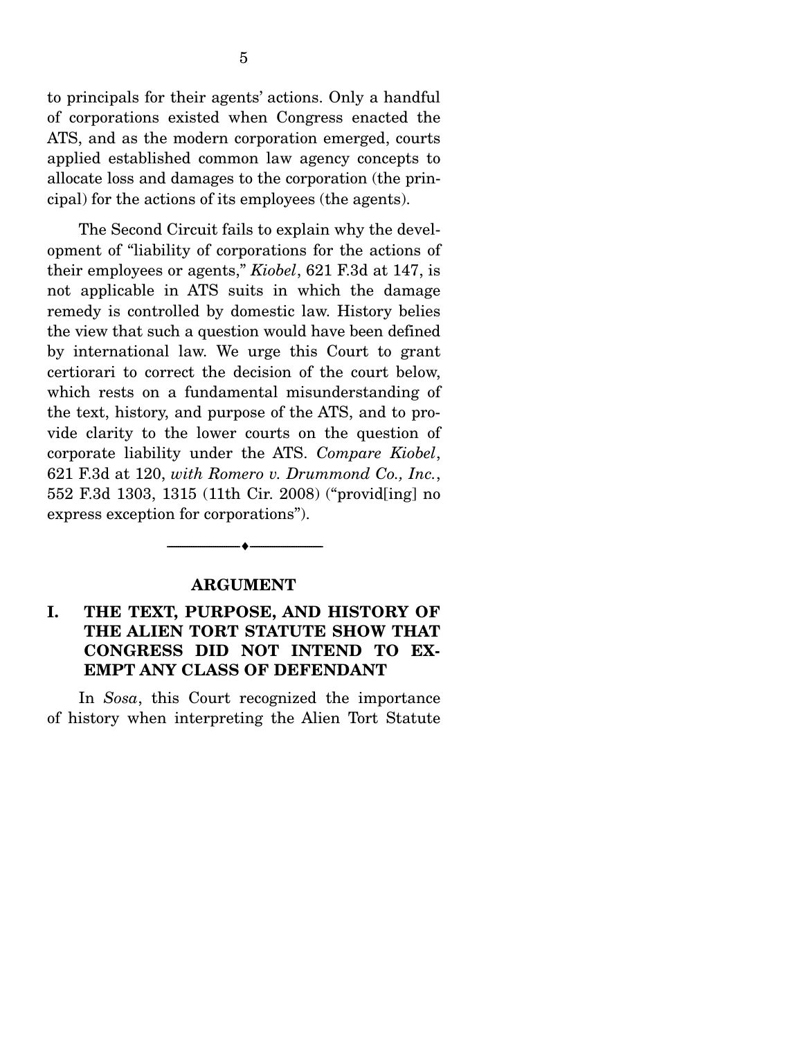to principals for their agents' actions. Only a handful of corporations existed when Congress enacted the ATS, and as the modern corporation emerged, courts applied established common law agency concepts to allocate loss and damages to the corporation (the principal) for the actions of its employees (the agents).

The Second Circuit fails to explain why the development of "liability of corporations for the actions of their employees or agents," *Kiobel*, 621 F.3d at 147, is not applicable in ATS suits in which the damage remedy is controlled by domestic law. History belies the view that such a question would have been defined by international law. We urge this Court to grant certiorari to correct the decision of the court below, which rests on a fundamental misunderstanding of the text, history, and purpose of the ATS, and to provide clarity to the lower courts on the question of corporate liability under the ATS. *Compare Kiobel*, 621 F.3d at 120, *with Romero v. Drummond Co., Inc.*, 552 F.3d 1303, 1315 (11th Cir. 2008) ("provid[ing] no express exception for corporations").

---

## ARGUMENT

### I. THE TEXT, PURPOSE, AND HISTORY OF THE ALIEN TORT STATUTE SHOW THAT CONGRESS DID NOT INTEND TO EXEMPT ANY CLASS OF DEFENDANT

In *Sosa*, this Court recognized the importance of history when interpreting the Alien Tort Statute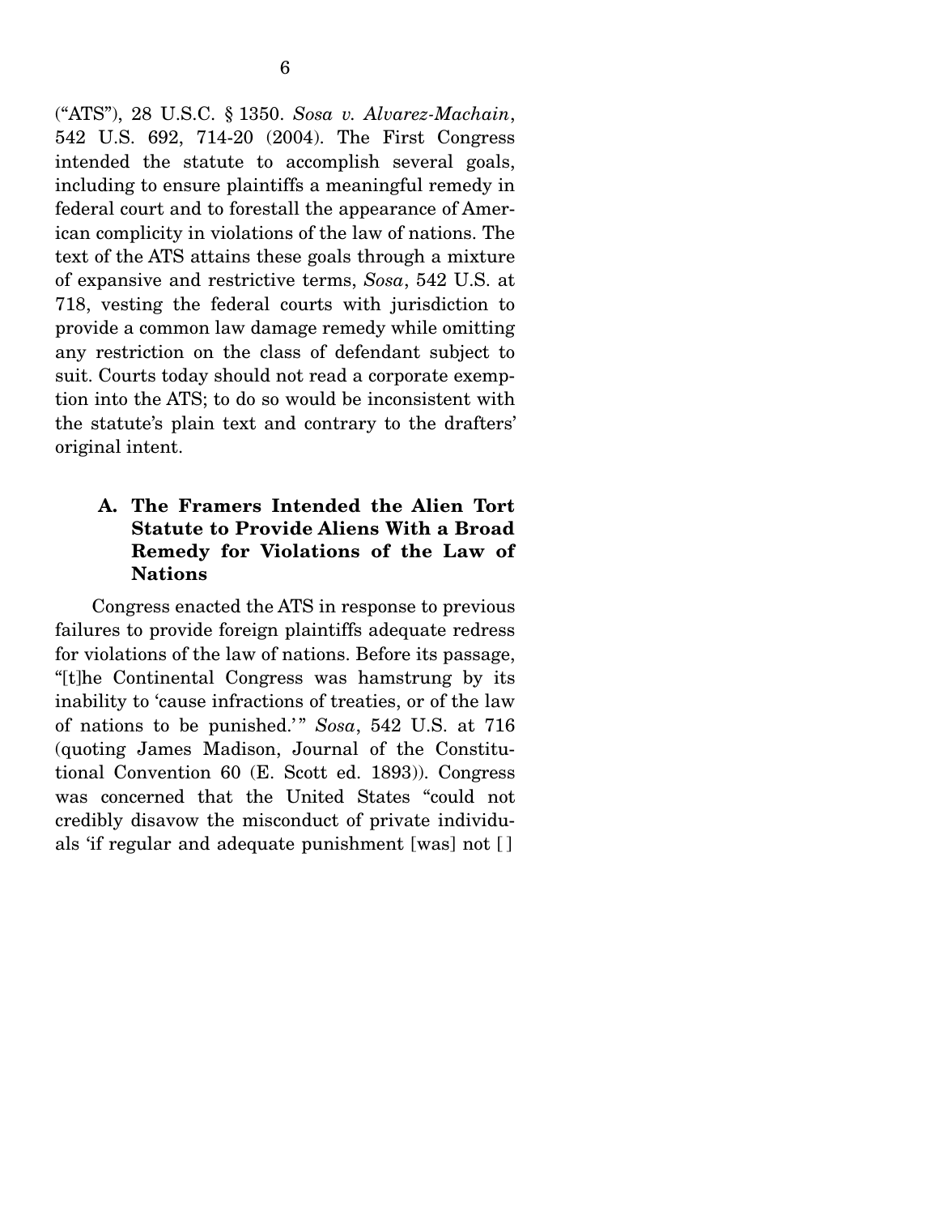("ATS"), 28 U.S.C. § 1350. *Sosa v. Alvarez-Machain*, 542 U.S. 692, 714-20 (2004). The First Congress intended the statute to accomplish several goals, including to ensure plaintiffs a meaningful remedy in federal court and to forestall the appearance of American complicity in violations of the law of nations. The text of the ATS attains these goals through a mixture of expansive and restrictive terms, *Sosa*, 542 U.S. at 718, vesting the federal courts with jurisdiction to provide a common law damage remedy while omitting any restriction on the class of defendant subject to suit. Courts today should not read a corporate exemption into the ATS; to do so would be inconsistent with the statute's plain text and contrary to the drafters' original intent.

### A. The Framers Intended the Alien Tort Statute to Provide Aliens With a Broad Remedy for Violations of the Law of Nations

Congress enacted the ATS in response to previous failures to provide foreign plaintiffs adequate redress for violations of the law of nations. Before its passage, "[t]he Continental Congress was hamstrung by its inability to 'cause infractions of treaties, or of the law of nations to be punished.'" *Sosa*, 542 U.S. at 716 (quoting James Madison, Journal of the Constitutional Convention 60 (E. Scott ed. 1893)). Congress was concerned that the United States "could not credibly disavow the misconduct of private individuals 'if regular and adequate punishment [was] not [ ]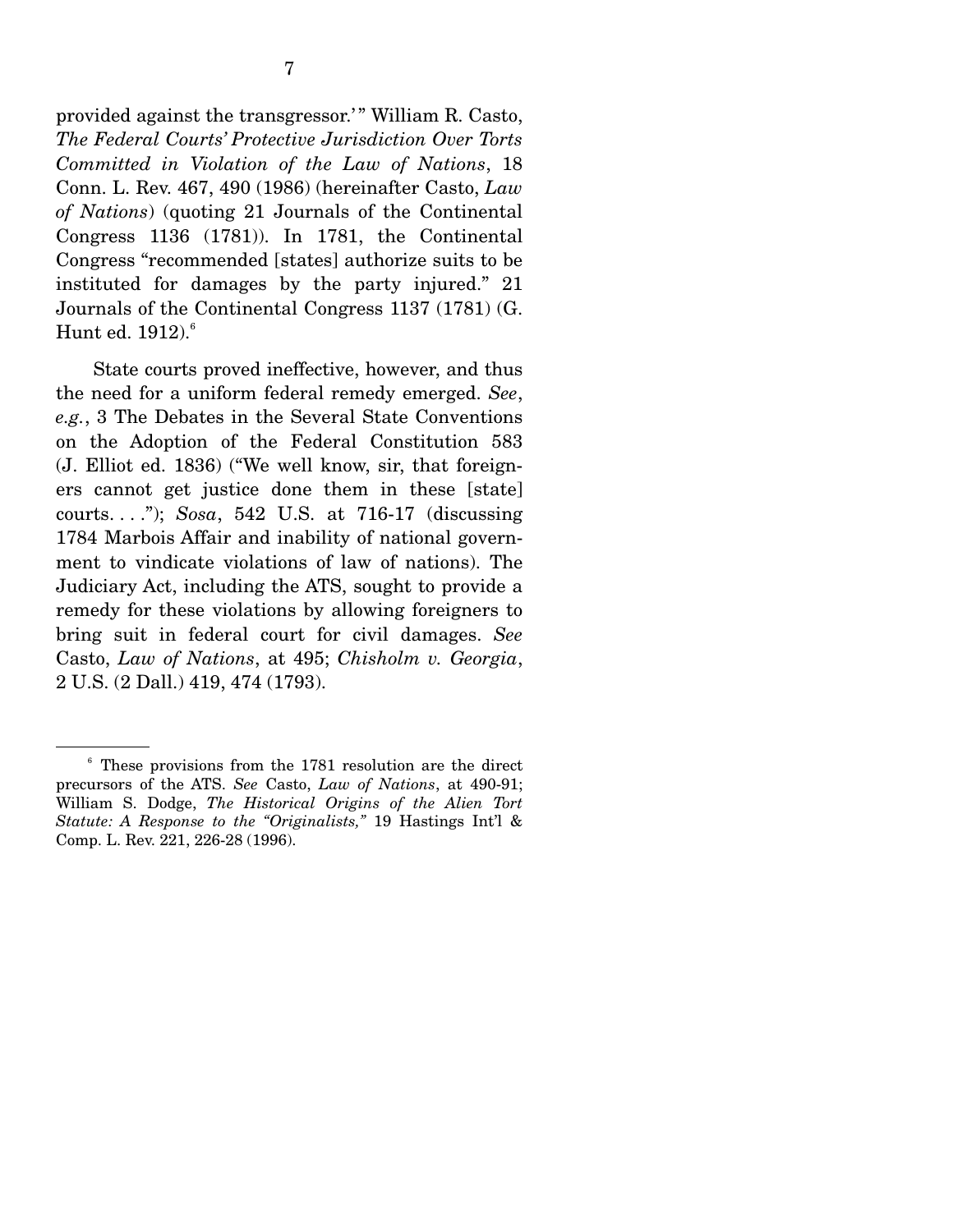provided against the transgressor.'" William R. Casto, *The Federal Courts' Protective Jurisdiction Over Torts Committed in Violation of the Law of Nations*, 18 Conn. L. Rev. 467, 490 (1986) (hereinafter Casto, *Law of Nations*) (quoting 21 Journals of the Continental Congress 1136 (1781)). In 1781, the Continental Congress "recommended [states] authorize suits to be instituted for damages by the party injured." 21 Journals of the Continental Congress 1137 (1781) (G. Hunt ed. 1912).[6]

State courts proved ineffective, however, and thus the need for a uniform federal remedy emerged. *See, e.g.*, 3 The Debates in the Several State Conventions on the Adoption of the Federal Constitution 583 (J. Elliot ed. 1836) ("We well know, sir, that foreigners cannot get justice done them in these [state] courts. . . ."); *Sosa*, 542 U.S. at 716-17 (discussing 1784 Marbois Affair and inability of national government to vindicate violations of law of nations). The Judiciary Act, including the ATS, sought to provide a remedy for these violations by allowing foreigners to bring suit in federal court for civil damages. *See* Casto, *Law of Nations*, at 495; *Chisholm v. Georgia*, 2 U.S. (2 Dall.) 419, 474 (1793).

---

[6] These provisions from the 1781 resolution are the direct precursors of the ATS. *See* Casto, *Law of Nations*, at 490-91; William S. Dodge, *The Historical Origins of the Alien Tort Statute: A Response to the "Originalists,"* 19 Hastings Int'l & Comp. L. Rev. 221, 226-28 (1996).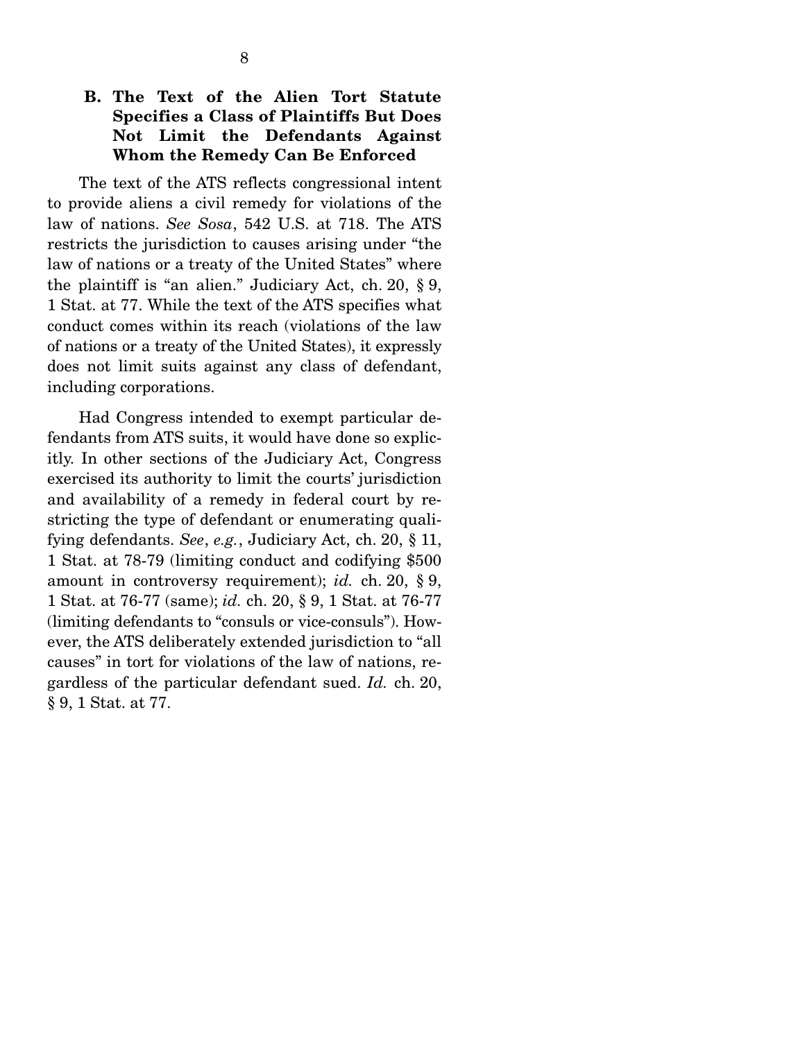### B. The Text of the Alien Tort Statute Specifies a Class of Plaintiffs But Does Not Limit the Defendants Against Whom the Remedy Can Be Enforced

The text of the ATS reflects congressional intent to provide aliens a civil remedy for violations of the law of nations. *See Sosa*, 542 U.S. at 718. The ATS restricts the jurisdiction to causes arising under "the law of nations or a treaty of the United States" where the plaintiff is "an alien." Judiciary Act, ch. 20, § 9, 1 Stat. at 77. While the text of the ATS specifies what conduct comes within its reach (violations of the law of nations or a treaty of the United States), it expressly does not limit suits against any class of defendant, including corporations.

Had Congress intended to exempt particular defendants from ATS suits, it would have done so explicitly. In other sections of the Judiciary Act, Congress exercised its authority to limit the courts' jurisdiction and availability of a remedy in federal court by restricting the type of defendant or enumerating qualifying defendants. *See*, *e.g.*, Judiciary Act, ch. 20, § 11, 1 Stat. at 78-79 (limiting conduct and codifying $500 amount in controversy requirement); *id.* ch. 20, § 9, 1 Stat. at 76-77 (same); *id.* ch. 20, § 9, 1 Stat. at 76-77 (limiting defendants to "consuls or vice-consuls"). However, the ATS deliberately extended jurisdiction to "all causes" in tort for violations of the law of nations, regardless of the particular defendant sued. *Id.* ch. 20, § 9, 1 Stat. at 77.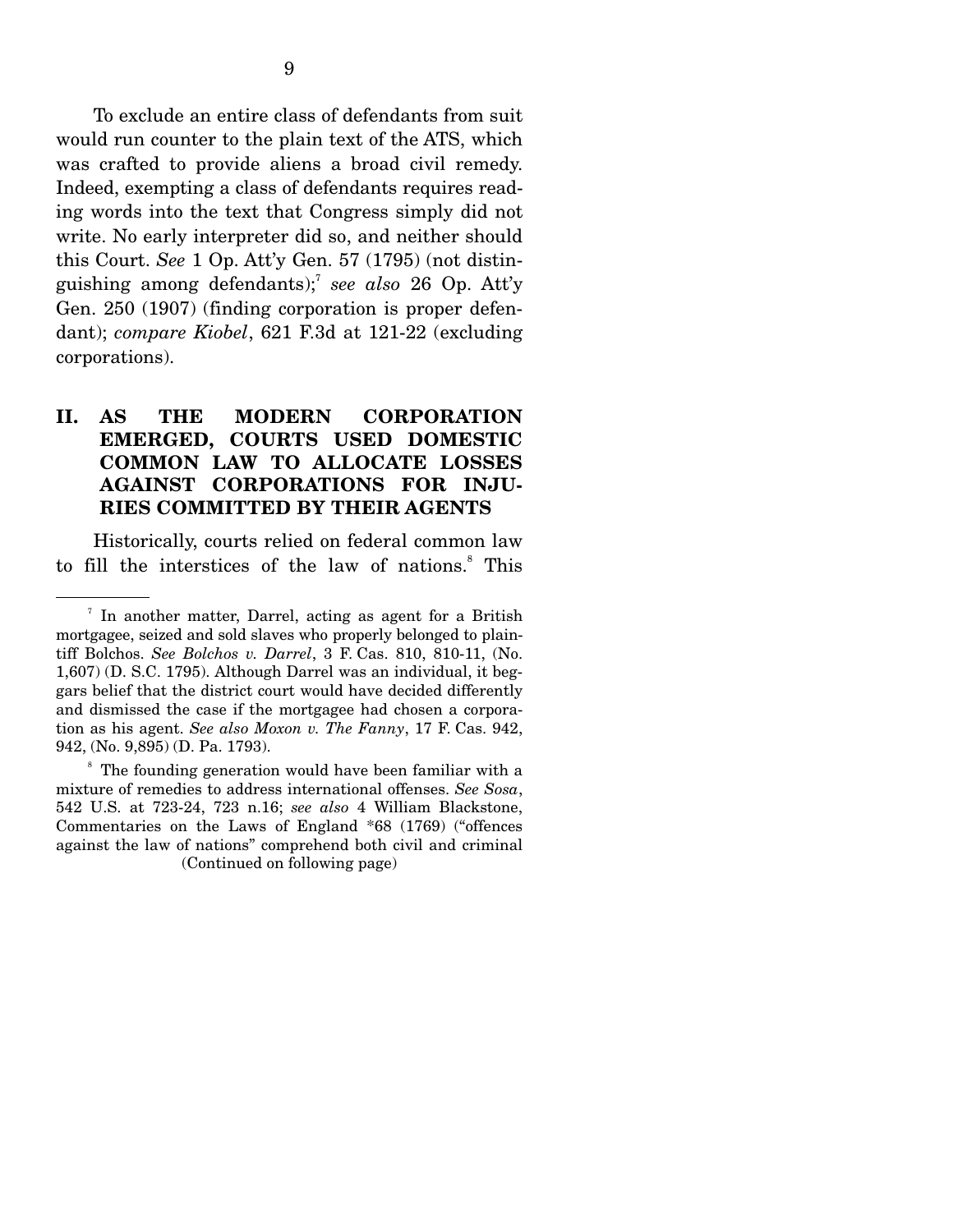To exclude an entire class of defendants from suit would run counter to the plain text of the ATS, which was crafted to provide aliens a broad civil remedy. Indeed, exempting a class of defendants requires reading words into the text that Congress simply did not write. No early interpreter did so, and neither should this Court. *See* 1 Op. Att'y Gen. 57 (1795) (not distinguishing among defendants);[7] *see also* 26 Op. Att'y Gen. 250 (1907) (finding corporation is proper defendant); *compare Kiobel*, 621 F.3d at 121-22 (excluding corporations).

## II. AS THE MODERN CORPORATION EMERGED, COURTS USED DOMESTIC COMMON LAW TO ALLOCATE LOSSES AGAINST CORPORATIONS FOR INJURIES COMMITTED BY THEIR AGENTS

Historically, courts relied on federal common law to fill the interstices of the law of nations.[8] This

---

[7] In another matter, Darrel, acting as agent for a British mortgagee, seized and sold slaves who properly belonged to plaintiff Bolchos. *See Bolchos v. Darrel*, 3 F. Cas. 810, 810-11, (No. 1,607) (D. S.C. 1795). Although Darrel was an individual, it beggars belief that the district court would have decided differently and dismissed the case if the mortgagee had chosen a corporation as his agent. *See also Moxon v. The Fanny*, 17 F. Cas. 942, 942, (No. 9,895) (D. Pa. 1793).

[8] The founding generation would have been familiar with a mixture of remedies to address international offenses. *See Sosa*, 542 U.S. at 723-24, 723 n.16; *see also* 4 William Blackstone, Commentaries on the Laws of England *68 (1769) ("offences against the law of nations" comprehend both civil and criminal

(Continued on following page)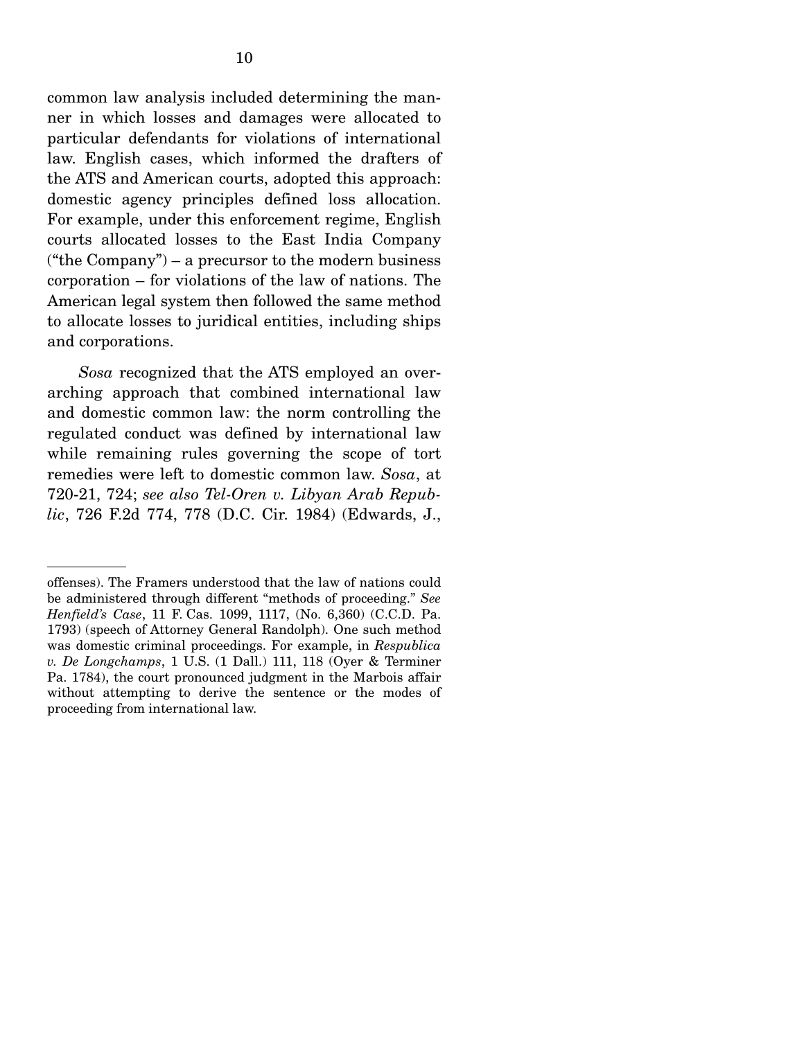common law analysis included determining the manner in which losses and damages were allocated to particular defendants for violations of international law. English cases, which informed the drafters of the ATS and American courts, adopted this approach: domestic agency principles defined loss allocation. For example, under this enforcement regime, English courts allocated losses to the East India Company ("the Company") – a precursor to the modern business corporation – for violations of the law of nations. The American legal system then followed the same method to allocate losses to juridical entities, including ships and corporations.

*Sosa* recognized that the ATS employed an overarching approach that combined international law and domestic common law: the norm controlling the regulated conduct was defined by international law while remaining rules governing the scope of tort remedies were left to domestic common law. *Sosa*, at 720-21, 724; *see also Tel-Oren v. Libyan Arab Republic*, 726 F.2d 774, 778 (D.C. Cir. 1984) (Edwards, J.,

---

offenses). The Framers understood that the law of nations could be administered through different "methods of proceeding." *See Henfield's Case*, 11 F. Cas. 1099, 1117, (No. 6,360) (C.C.D. Pa. 1793) (speech of Attorney General Randolph). One such method was domestic criminal proceedings. For example, in *Respublica v. De Longchamps*, 1 U.S. (1 Dall.) 111, 118 (Oyer & Terminer Pa. 1784), the court pronounced judgment in the Marbois affair without attempting to derive the sentence or the modes of proceeding from international law.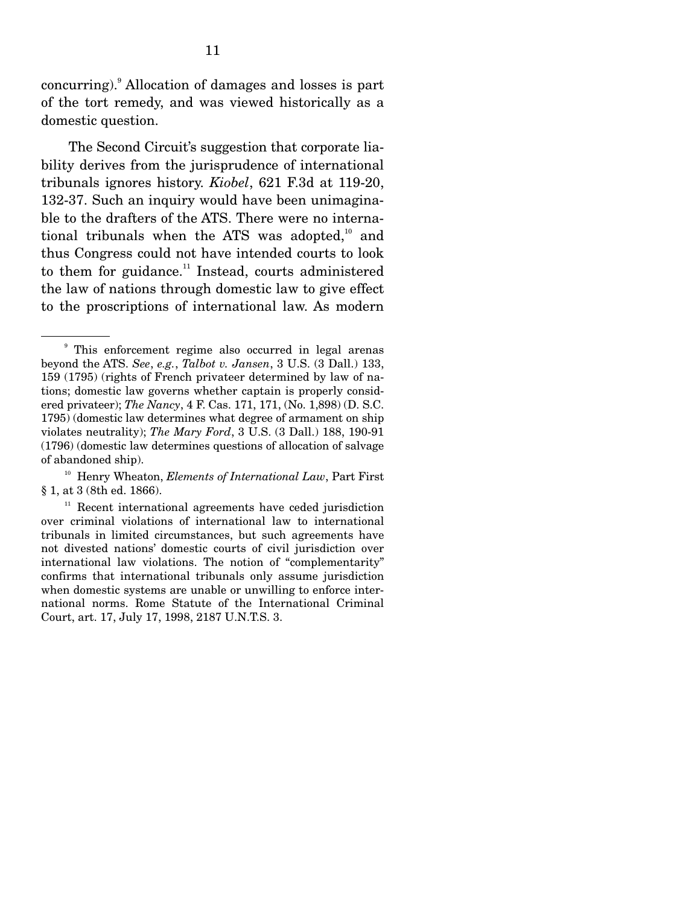concurring).[9] Allocation of damages and losses is part of the tort remedy, and was viewed historically as a domestic question.

The Second Circuit's suggestion that corporate liability derives from the jurisprudence of international tribunals ignores history. *Kiobel*, 621 F.3d at 119-20, 132-37. Such an inquiry would have been unimaginable to the drafters of the ATS. There were no international tribunals when the ATS was adopted,[10] and thus Congress could not have intended courts to look to them for guidance.[11] Instead, courts administered the law of nations through domestic law to give effect to the proscriptions of international law. As modern

---

[9] This enforcement regime also occurred in legal arenas beyond the ATS. *See*, *e.g.*, *Talbot v. Jansen*, 3 U.S. (3 Dall.) 133, 159 (1795) (rights of French privateer determined by law of nations; domestic law governs whether captain is properly considered privateer); *The Nancy*, 4 F. Cas. 171, 171, (No. 1,898) (D. S.C. 1795) (domestic law determines what degree of armament on ship violates neutrality); *The Mary Ford*, 3 U.S. (3 Dall.) 188, 190-91 (1796) (domestic law determines questions of allocation of salvage of abandoned ship).

[10] Henry Wheaton, *Elements of International Law*, Part First § 1, at 3 (8th ed. 1866).

[11] Recent international agreements have ceded jurisdiction over criminal violations of international law to international tribunals in limited circumstances, but such agreements have not divested nations' domestic courts of civil jurisdiction over international law violations. The notion of "complementarity" confirms that international tribunals only assume jurisdiction when domestic systems are unable or unwilling to enforce international norms. Rome Statute of the International Criminal Court, art. 17, July 17, 1998, 2187 U.N.T.S. 3.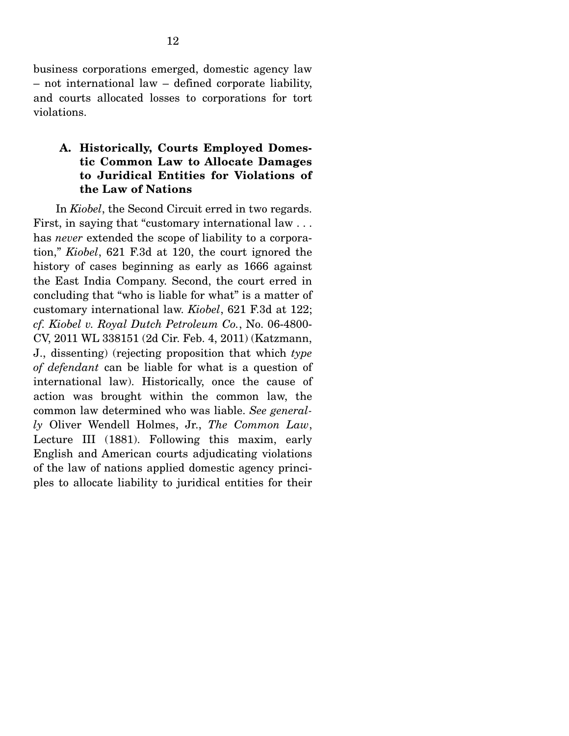business corporations emerged, domestic agency law – not international law – defined corporate liability, and courts allocated losses to corporations for tort violations.

### A. Historically, Courts Employed Domestic Common Law to Allocate Damages to Juridical Entities for Violations of the Law of Nations

In *Kiobel*, the Second Circuit erred in two regards. First, in saying that "customary international law . . . has *never* extended the scope of liability to a corporation," *Kiobel*, 621 F.3d at 120, the court ignored the history of cases beginning as early as 1666 against the East India Company. Second, the court erred in concluding that "who is liable for what" is a matter of customary international law. *Kiobel*, 621 F.3d at 122; *cf. Kiobel v. Royal Dutch Petroleum Co.*, No. 06-4800-CV, 2011 WL 338151 (2d Cir. Feb. 4, 2011) (Katzmann, J., dissenting) (rejecting proposition that which *type of defendant* can be liable for what is a question of international law). Historically, once the cause of action was brought within the common law, the common law determined who was liable. *See generally* Oliver Wendell Holmes, Jr., *The Common Law*, Lecture III (1881). Following this maxim, early English and American courts adjudicating violations of the law of nations applied domestic agency principles to allocate liability to juridical entities for their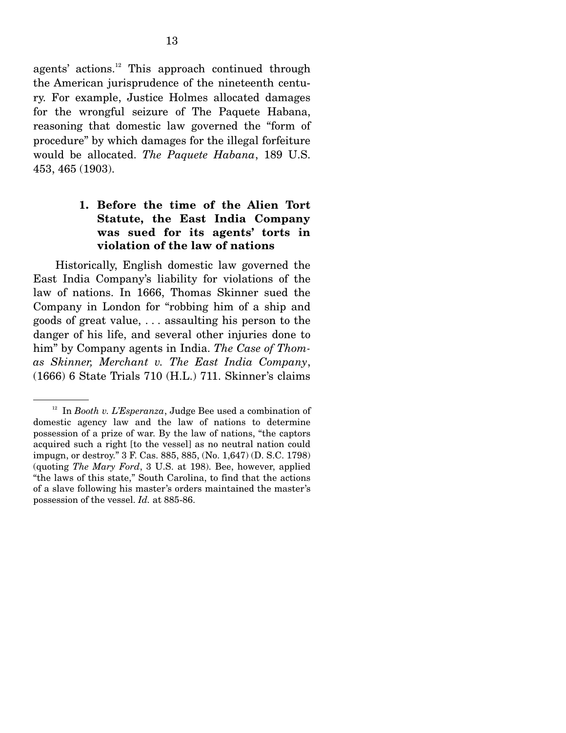agents' actions.[12] This approach continued through the American jurisprudence of the nineteenth century. For example, Justice Holmes allocated damages for the wrongful seizure of The Paquete Habana, reasoning that domestic law governed the "form of procedure" by which damages for the illegal forfeiture would be allocated. *The Paquete Habana*, 189 U.S. 453, 465 (1903).

### 1. Before the time of the Alien Tort Statute, the East India Company was sued for its agents' torts in violation of the law of nations

Historically, English domestic law governed the East India Company's liability for violations of the law of nations. In 1666, Thomas Skinner sued the Company in London for "robbing him of a ship and goods of great value, . . . assaulting his person to the danger of his life, and several other injuries done to him" by Company agents in India. *The Case of Thomas Skinner, Merchant v. The East India Company*, (1666) 6 State Trials 710 (H.L.) 711. Skinner's claims

[12] In *Booth v. L'Esperanza*, Judge Bee used a combination of domestic agency law and the law of nations to determine possession of a prize of war. By the law of nations, "the captors acquired such a right [to the vessel] as no neutral nation could impugn, or destroy." 3 F. Cas. 885, 885, (No. 1,647) (D. S.C. 1798) (quoting *The Mary Ford*, 3 U.S. at 198). Bee, however, applied "the laws of this state," South Carolina, to find that the actions of a slave following his master's orders maintained the master's possession of the vessel. *Id.* at 885-86.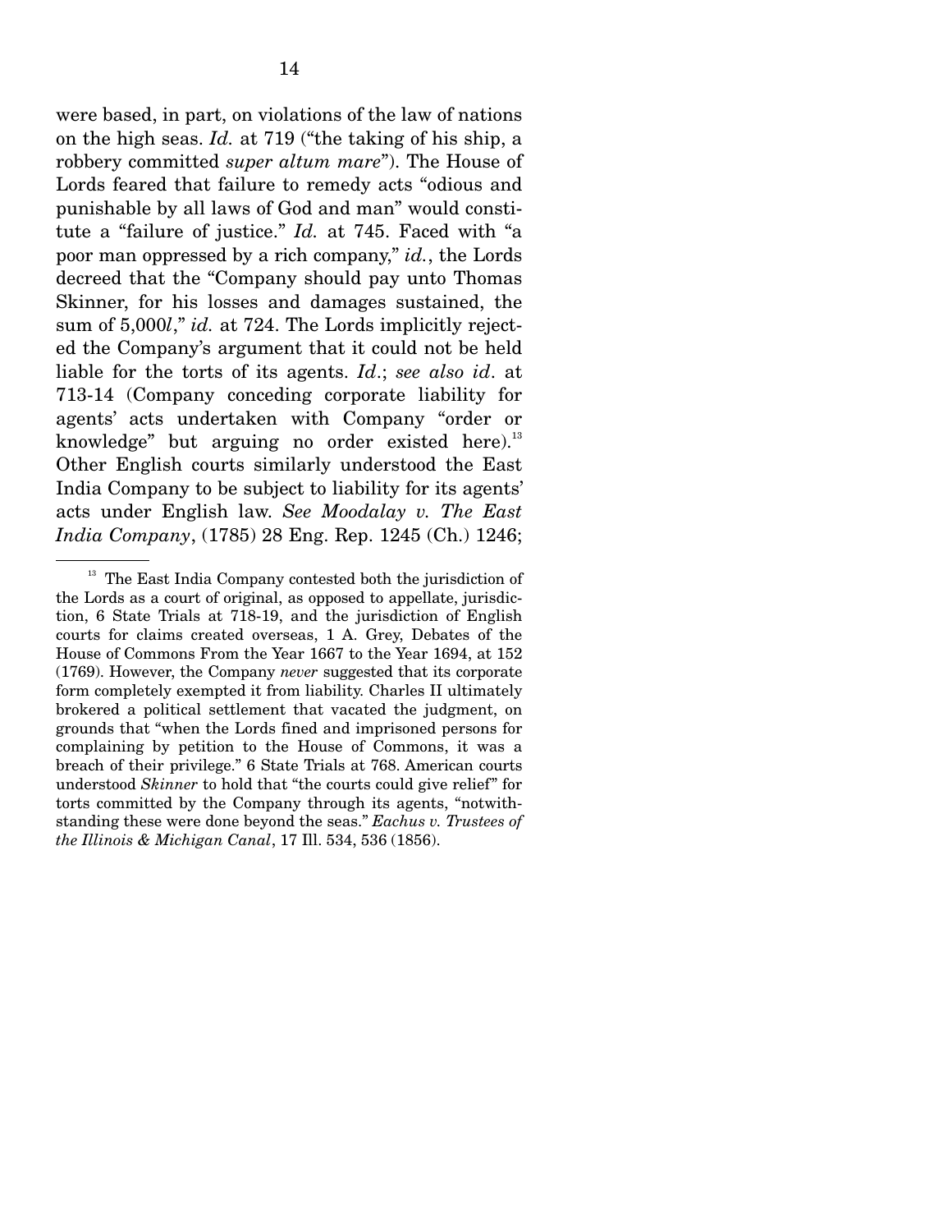were based, in part, on violations of the law of nations on the high seas. *Id.* at 719 ("the taking of his ship, a robbery committed *super altum mare*"). The House of Lords feared that failure to remedy acts "odious and punishable by all laws of God and man" would constitute a "failure of justice." *Id.* at 745. Faced with "a poor man oppressed by a rich company," *id.*, the Lords decreed that the "Company should pay unto Thomas Skinner, for his losses and damages sustained, the sum of 5,000*l*," *id.* at 724. The Lords implicitly rejected the Company's argument that it could not be held liable for the torts of its agents. *Id.*; *see also id*. at 713-14 (Company conceding corporate liability for agents' acts undertaken with Company "order or knowledge" but arguing no order existed here).[13] Other English courts similarly understood the East India Company to be subject to liability for its agents' acts under English law. *See Moodalay v. The East India Company*, (1785) 28 Eng. Rep. 1245 (Ch.) 1246;

---

[13] The East India Company contested both the jurisdiction of the Lords as a court of original, as opposed to appellate, jurisdiction, 6 State Trials at 718-19, and the jurisdiction of English courts for claims created overseas, 1 A. Grey, Debates of the House of Commons From the Year 1667 to the Year 1694, at 152 (1769). However, the Company *never* suggested that its corporate form completely exempted it from liability. Charles II ultimately brokered a political settlement that vacated the judgment, on grounds that "when the Lords fined and imprisoned persons for complaining by petition to the House of Commons, it was a breach of their privilege." 6 State Trials at 768. American courts understood *Skinner* to hold that "the courts could give relief" for torts committed by the Company through its agents, "notwithstanding these were done beyond the seas." *Eachus v. Trustees of the Illinois & Michigan Canal*, 17 Ill. 534, 536 (1856).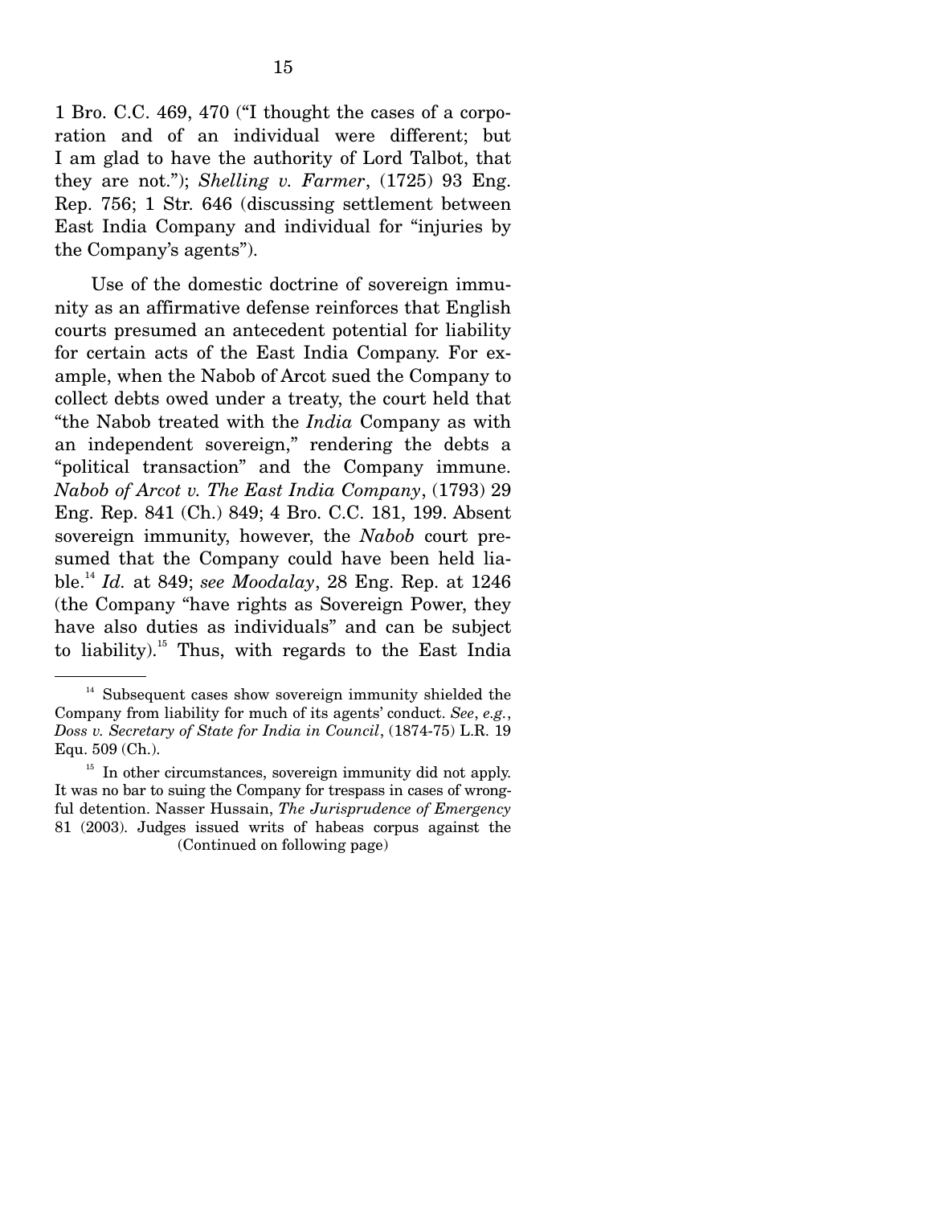1 Bro. C.C. 469, 470 ("I thought the cases of a corporation and of an individual were different; but I am glad to have the authority of Lord Talbot, that they are not."); *Shelling v. Farmer*, (1725) 93 Eng. Rep. 756; 1 Str. 646 (discussing settlement between East India Company and individual for "injuries by the Company's agents").

Use of the domestic doctrine of sovereign immunity as an affirmative defense reinforces that English courts presumed an antecedent potential for liability for certain acts of the East India Company. For example, when the Nabob of Arcot sued the Company to collect debts owed under a treaty, the court held that "the Nabob treated with the *India* Company as with an independent sovereign," rendering the debts a "political transaction" and the Company immune. *Nabob of Arcot v. The East India Company*, (1793) 29 Eng. Rep. 841 (Ch.) 849; 4 Bro. C.C. 181, 199. Absent sovereign immunity, however, the *Nabob* court presumed that the Company could have been held liable.[14] *Id.* at 849; *see Moodalay*, 28 Eng. Rep. at 1246 (the Company "have rights as Sovereign Power, they have also duties as individuals" and can be subject to liability).[15] Thus, with regards to the East India

---

[14] Subsequent cases show sovereign immunity shielded the Company from liability for much of its agents' conduct. *See*, *e.g.*, *Doss v. Secretary of State for India in Council*, (1874-75) L.R. 19 Equ. 509 (Ch.).

[15] In other circumstances, sovereign immunity did not apply. It was no bar to suing the Company for trespass in cases of wrongful detention. Nasser Hussain, *The Jurisprudence of Emergency* 81 (2003). Judges issued writs of habeas corpus against the (Continued on following page)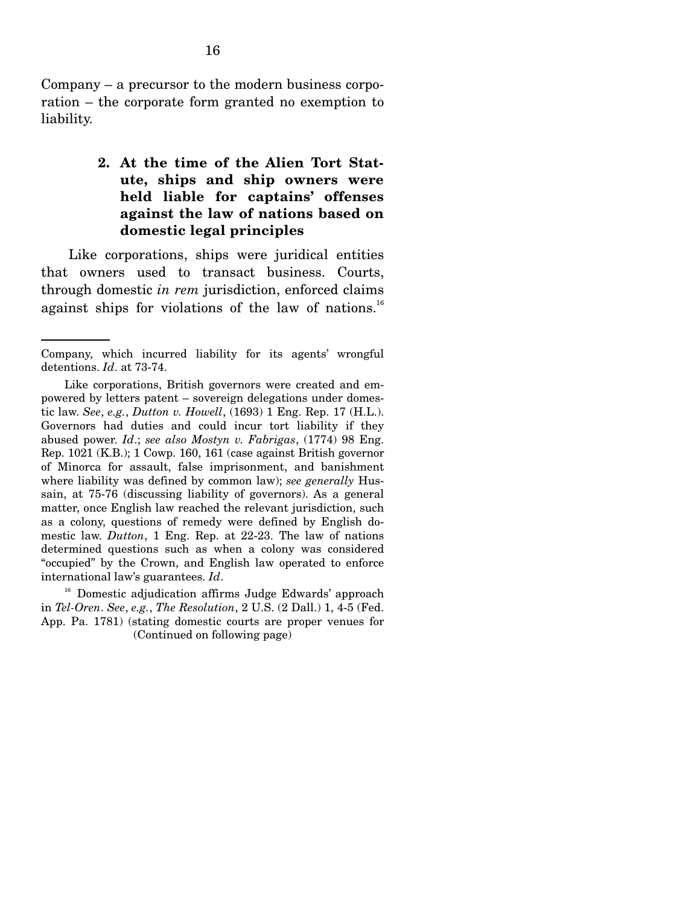Company – a precursor to the modern business corporation – the corporate form granted no exemption to liability.

### 2. At the time of the Alien Tort Statute, ships and ship owners were held liable for captains' offenses against the law of nations based on domestic legal principles

Like corporations, ships were juridical entities that owners used to transact business. Courts, through domestic *in rem* jurisdiction, enforced claims against ships for violations of the law of nations.[16]

---

Company, which incurred liability for its agents' wrongful detentions. *Id*. at 73-74.

Like corporations, British governors were created and empowered by letters patent – sovereign delegations under domestic law. *See*, *e.g.*, *Dutton v. Howell*, (1693) 1 Eng. Rep. 17 (H.L.). Governors had duties and could incur tort liability if they abused power. *Id*.; *see also Mostyn v. Fabrigas*, (1774) 98 Eng. Rep. 1021 (K.B.); 1 Cowp. 160, 161 (case against British governor of Minorca for assault, false imprisonment, and banishment where liability was defined by common law); *see generally* Hussain, at 75-76 (discussing liability of governors). As a general matter, once English law reached the relevant jurisdiction, such as a colony, questions of remedy were defined by English domestic law. *Dutton*, 1 Eng. Rep. at 22-23. The law of nations determined questions such as when a colony was considered "occupied" by the Crown, and English law operated to enforce international law's guarantees. *Id*.

[16] Domestic adjudication affirms Judge Edwards' approach in *Tel-Oren*. *See*, *e.g.*, *The Resolution*, 2 U.S. (2 Dall.) 1, 4-5 (Fed. App. Pa. 1781) (stating domestic courts are proper venues for (Continued on following page)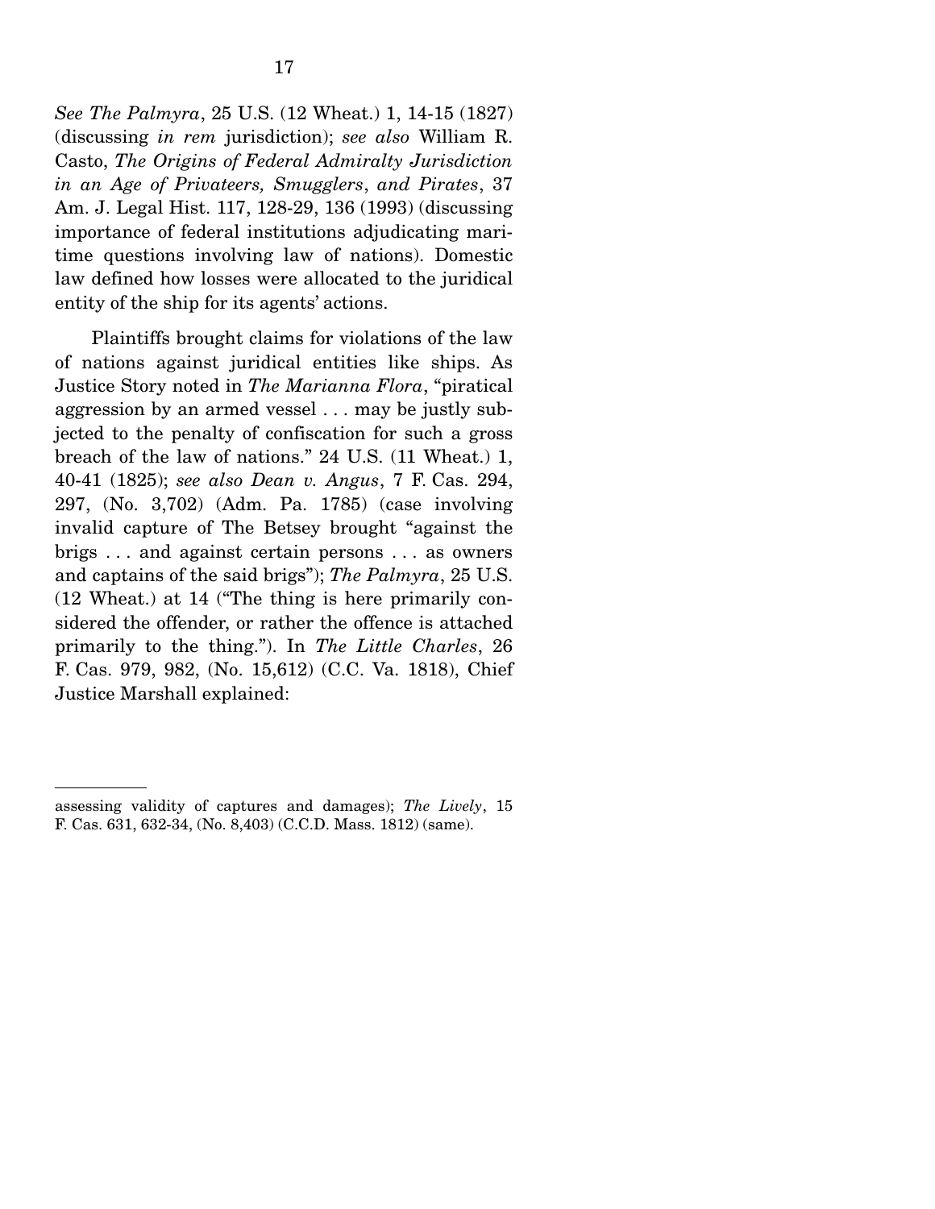*See The Palmyra*, 25 U.S. (12 Wheat.) 1, 14-15 (1827) (discussing *in rem* jurisdiction); *see also* William R. Casto, *The Origins of Federal Admiralty Jurisdiction in an Age of Privateers, Smugglers, and Pirates*, 37 Am. J. Legal Hist. 117, 128-29, 136 (1993) (discussing importance of federal institutions adjudicating maritime questions involving law of nations). Domestic law defined how losses were allocated to the juridical entity of the ship for its agents' actions.

Plaintiffs brought claims for violations of the law of nations against juridical entities like ships. As Justice Story noted in *The Marianna Flora*, "piratical aggression by an armed vessel . . . may be justly subjected to the penalty of confiscation for such a gross breach of the law of nations." 24 U.S. (11 Wheat.) 1, 40-41 (1825); *see also Dean v. Angus*, 7 F. Cas. 294, 297, (No. 3,702) (Adm. Pa. 1785) (case involving invalid capture of The Betsey brought "against the brigs . . . and against certain persons . . . as owners and captains of the said brigs"); *The Palmyra*, 25 U.S. (12 Wheat.) at 14 ("The thing is here primarily considered the offender, or rather the offence is attached primarily to the thing."). In *The Little Charles*, 26 F. Cas. 979, 982, (No. 15,612) (C.C. Va. 1818), Chief Justice Marshall explained:

---

assessing validity of captures and damages); *The Lively*, 15 F. Cas. 631, 632-34, (No. 8,403) (C.C.D. Mass. 1812) (same).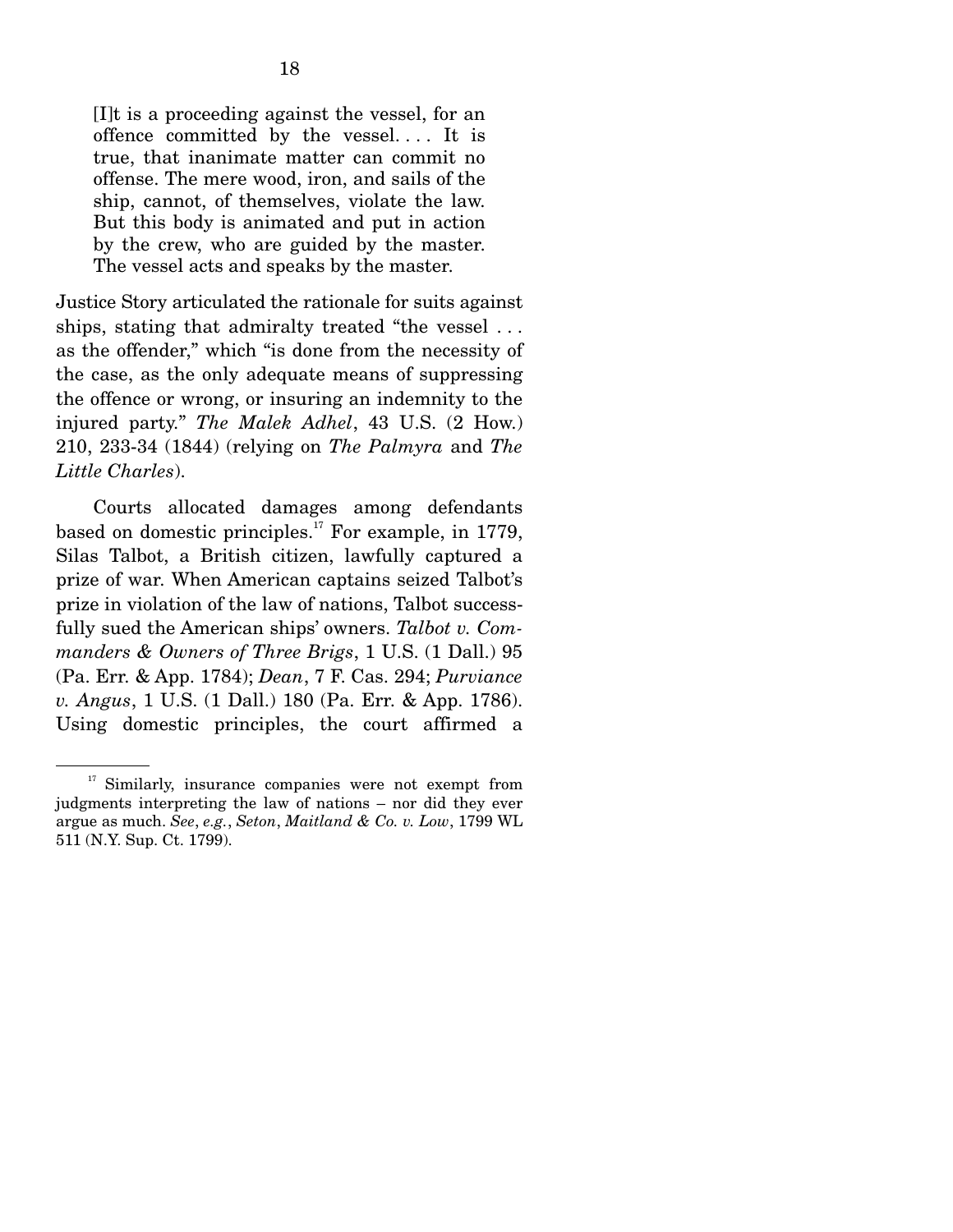> [I]t is a proceeding against the vessel, for an offence committed by the vessel. . . . It is true, that inanimate matter can commit no offense. The mere wood, iron, and sails of the ship, cannot, of themselves, violate the law. But this body is animated and put in action by the crew, who are guided by the master. The vessel acts and speaks by the master.

Justice Story articulated the rationale for suits against ships, stating that admiralty treated "the vessel . . . as the offender," which "is done from the necessity of the case, as the only adequate means of suppressing the offence or wrong, or insuring an indemnity to the injured party." *The Malek Adhel*, 43 U.S. (2 How.) 210, 233-34 (1844) (relying on *The Palmyra* and *The Little Charles*).

Courts allocated damages among defendants based on domestic principles.[17] For example, in 1779, Silas Talbot, a British citizen, lawfully captured a prize of war. When American captains seized Talbot's prize in violation of the law of nations, Talbot successfully sued the American ships' owners. *Talbot v. Commanders & Owners of Three Brigs*, 1 U.S. (1 Dall.) 95 (Pa. Err. & App. 1784); *Dean*, 7 F. Cas. 294; *Purviance v. Angus*, 1 U.S. (1 Dall.) 180 (Pa. Err. & App. 1786). Using domestic principles, the court affirmed a

[17] Similarly, insurance companies were not exempt from judgments interpreting the law of nations – nor did they ever argue as much. *See*, *e.g.*, *Seton*, *Maitland & Co. v. Low*, 1799 WL 511 (N.Y. Sup. Ct. 1799).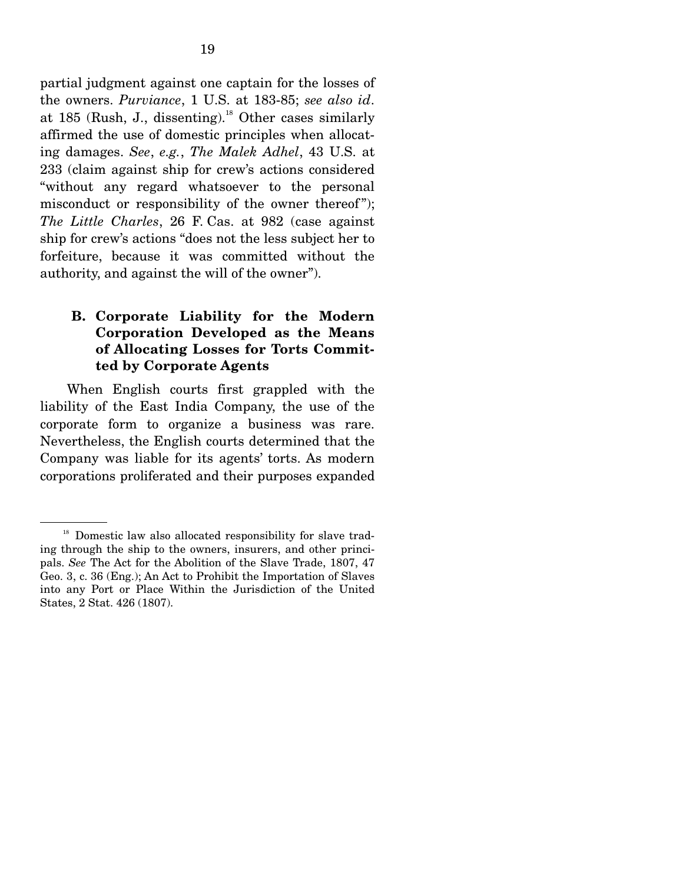partial judgment against one captain for the losses of the owners. *Purviance*, 1 U.S. at 183-85; *see also id*. at 185 (Rush, J., dissenting).[18] Other cases similarly affirmed the use of domestic principles when allocating damages. *See*, *e.g.*, *The Malek Adhel*, 43 U.S. at 233 (claim against ship for crew's actions considered "without any regard whatsoever to the personal misconduct or responsibility of the owner thereof"); *The Little Charles*, 26 F. Cas. at 982 (case against ship for crew's actions "does not the less subject her to forfeiture, because it was committed without the authority, and against the will of the owner").

### B. Corporate Liability for the Modern Corporation Developed as the Means of Allocating Losses for Torts Committed by Corporate Agents

When English courts first grappled with the liability of the East India Company, the use of the corporate form to organize a business was rare. Nevertheless, the English courts determined that the Company was liable for its agents' torts. As modern corporations proliferated and their purposes expanded

[18] Domestic law also allocated responsibility for slave trading through the ship to the owners, insurers, and other principals. *See* The Act for the Abolition of the Slave Trade, 1807, 47 Geo. 3, c. 36 (Eng.); An Act to Prohibit the Importation of Slaves into any Port or Place Within the Jurisdiction of the United States, 2 Stat. 426 (1807).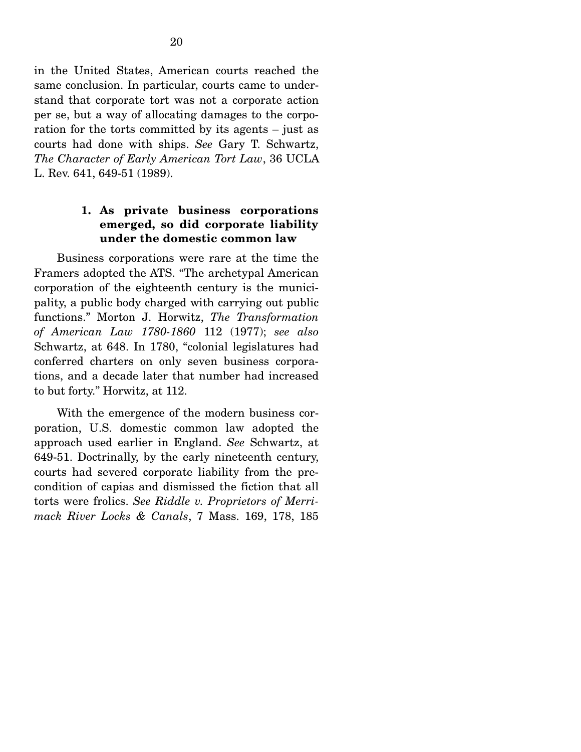in the United States, American courts reached the same conclusion. In particular, courts came to understand that corporate tort was not a corporate action per se, but a way of allocating damages to the corporation for the torts committed by its agents – just as courts had done with ships. *See* Gary T. Schwartz, *The Character of Early American Tort Law*, 36 UCLA L. Rev. 641, 649-51 (1989).

### 1. As private business corporations emerged, so did corporate liability under the domestic common law

Business corporations were rare at the time the Framers adopted the ATS. "The archetypal American corporation of the eighteenth century is the municipality, a public body charged with carrying out public functions." Morton J. Horwitz, *The Transformation of American Law 1780-1860* 112 (1977); *see also* Schwartz, at 648. In 1780, "colonial legislatures had conferred charters on only seven business corporations, and a decade later that number had increased to but forty." Horwitz, at 112.

With the emergence of the modern business corporation, U.S. domestic common law adopted the approach used earlier in England. *See* Schwartz, at 649-51. Doctrinally, by the early nineteenth century, courts had severed corporate liability from the precondition of capias and dismissed the fiction that all torts were frolics. *See Riddle v. Proprietors of Merrimack River Locks & Canals*, 7 Mass. 169, 178, 185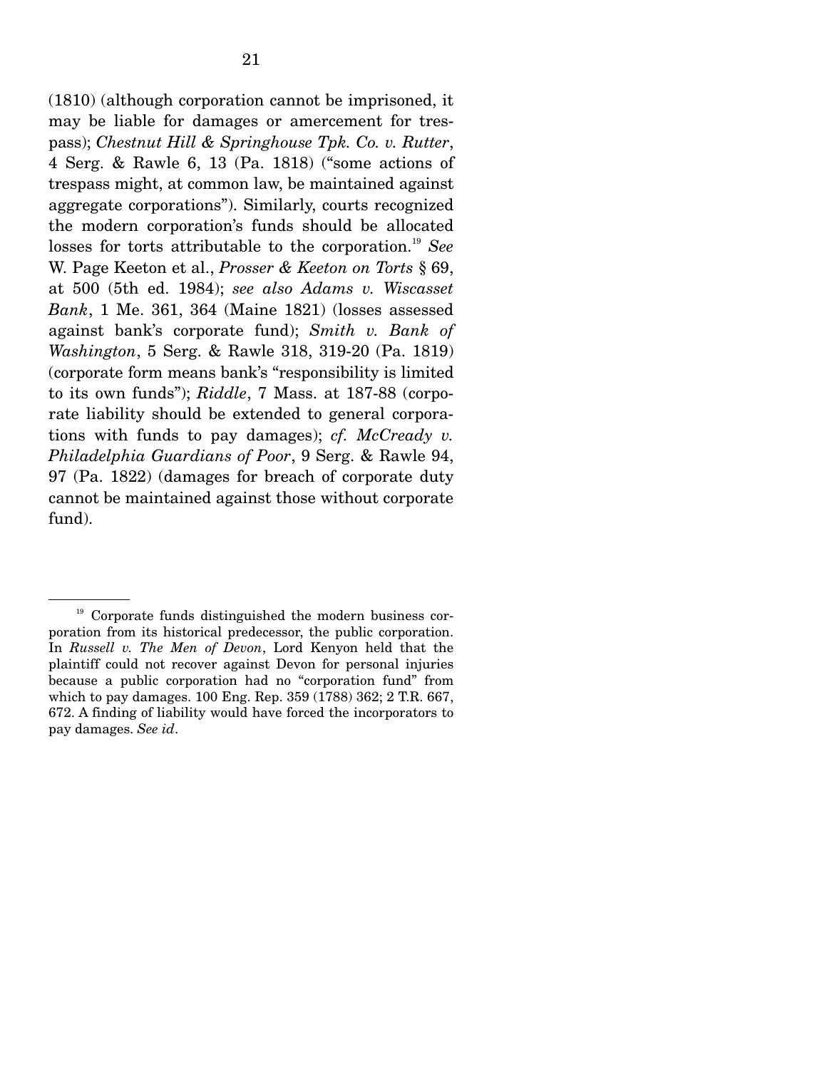(1810) (although corporation cannot be imprisoned, it may be liable for damages or amercement for trespass); *Chestnut Hill & Springhouse Tpk. Co. v. Rutter*, 4 Serg. & Rawle 6, 13 (Pa. 1818) ("some actions of trespass might, at common law, be maintained against aggregate corporations"). Similarly, courts recognized the modern corporation's funds should be allocated losses for torts attributable to the corporation.[19] *See* W. Page Keeton et al., *Prosser & Keeton on Torts* § 69, at 500 (5th ed. 1984); *see also Adams v. Wiscasset Bank*, 1 Me. 361, 364 (Maine 1821) (losses assessed against bank's corporate fund); *Smith v. Bank of Washington*, 5 Serg. & Rawle 318, 319-20 (Pa. 1819) (corporate form means bank's "responsibility is limited to its own funds"); *Riddle*, 7 Mass. at 187-88 (corporate liability should be extended to general corporations with funds to pay damages); *cf. McCready v. Philadelphia Guardians of Poor*, 9 Serg. & Rawle 94, 97 (Pa. 1822) (damages for breach of corporate duty cannot be maintained against those without corporate fund).

---

[19] Corporate funds distinguished the modern business corporation from its historical predecessor, the public corporation. In *Russell v. The Men of Devon*, Lord Kenyon held that the plaintiff could not recover against Devon for personal injuries because a public corporation had no "corporation fund" from which to pay damages. 100 Eng. Rep. 359 (1788) 362; 2 T.R. 667, 672. A finding of liability would have forced the incorporators to pay damages. *See id*.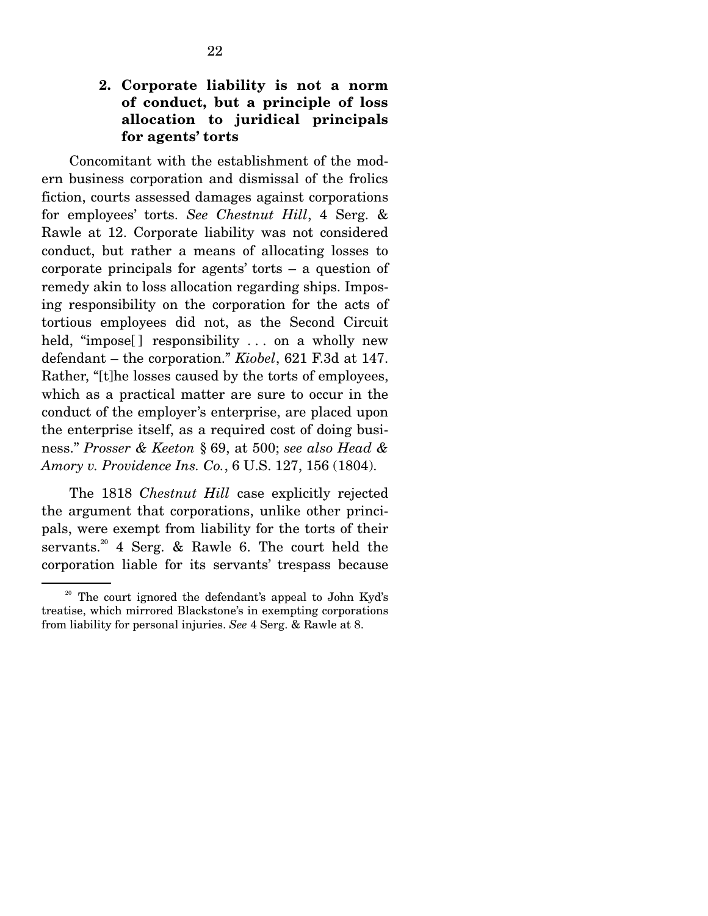### 2. Corporate liability is not a norm of conduct, but a principle of loss allocation to juridical principals for agents' torts

Concomitant with the establishment of the modern business corporation and dismissal of the frolics fiction, courts assessed damages against corporations for employees' torts. *See Chestnut Hill*, 4 Serg. & Rawle at 12. Corporate liability was not considered conduct, but rather a means of allocating losses to corporate principals for agents' torts – a question of remedy akin to loss allocation regarding ships. Imposing responsibility on the corporation for the acts of tortious employees did not, as the Second Circuit held, "impose[ ] responsibility . . . on a wholly new defendant – the corporation." *Kiobel*, 621 F.3d at 147. Rather, "[t]he losses caused by the torts of employees, which as a practical matter are sure to occur in the conduct of the employer's enterprise, are placed upon the enterprise itself, as a required cost of doing business." *Prosser & Keeton* § 69, at 500; *see also Head & Amory v. Providence Ins. Co.*, 6 U.S. 127, 156 (1804).

The 1818 *Chestnut Hill* case explicitly rejected the argument that corporations, unlike other principals, were exempt from liability for the torts of their servants.[20] 4 Serg. & Rawle 6. The court held the corporation liable for its servants' trespass because

[20] The court ignored the defendant's appeal to John Kyd's treatise, which mirrored Blackstone's in exempting corporations from liability for personal injuries. *See* 4 Serg. & Rawle at 8.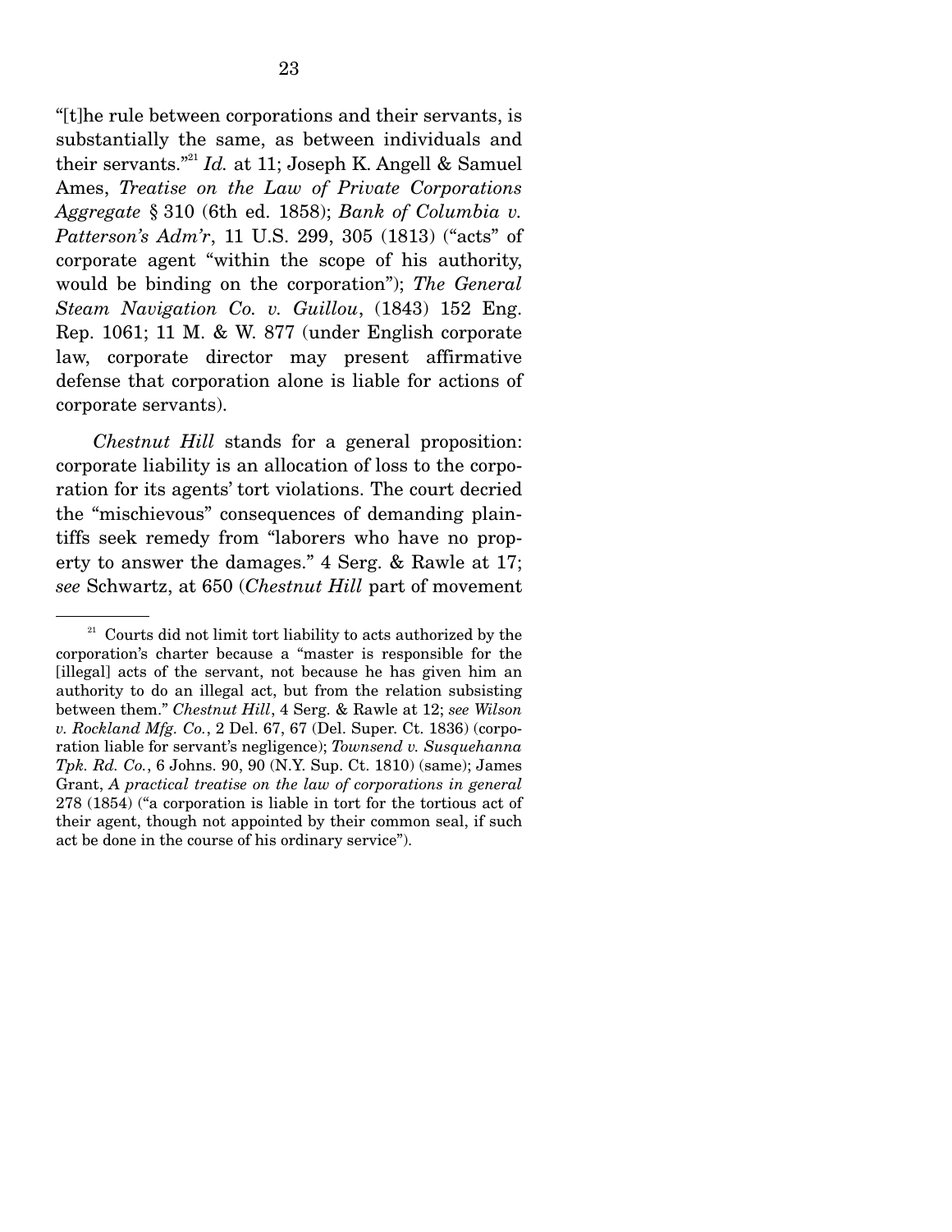"[t]he rule between corporations and their servants, is substantially the same, as between individuals and their servants."[21] *Id.* at 11; Joseph K. Angell & Samuel Ames, *Treatise on the Law of Private Corporations Aggregate* § 310 (6th ed. 1858); *Bank of Columbia v. Patterson's Adm'r*, 11 U.S. 299, 305 (1813) ("acts" of corporate agent "within the scope of his authority, would be binding on the corporation"); *The General Steam Navigation Co. v. Guillou*, (1843) 152 Eng. Rep. 1061; 11 M. & W. 877 (under English corporate law, corporate director may present affirmative defense that corporation alone is liable for actions of corporate servants).

*Chestnut Hill* stands for a general proposition: corporate liability is an allocation of loss to the corporation for its agents' tort violations. The court decried the "mischievous" consequences of demanding plaintiffs seek remedy from "laborers who have no property to answer the damages." 4 Serg. & Rawle at 17; *see* Schwartz, at 650 (*Chestnut Hill* part of movement

---

[21] Courts did not limit tort liability to acts authorized by the corporation's charter because a "master is responsible for the [illegal] acts of the servant, not because he has given him an authority to do an illegal act, but from the relation subsisting between them." *Chestnut Hill*, 4 Serg. & Rawle at 12; *see Wilson v. Rockland Mfg. Co.*, 2 Del. 67, 67 (Del. Super. Ct. 1836) (corporation liable for servant's negligence); *Townsend v. Susquehanna Tpk. Rd. Co.*, 6 Johns. 90, 90 (N.Y. Sup. Ct. 1810) (same); James Grant, *A practical treatise on the law of corporations in general* 278 (1854) ("a corporation is liable in tort for the tortious act of their agent, though not appointed by their common seal, if such act be done in the course of his ordinary service").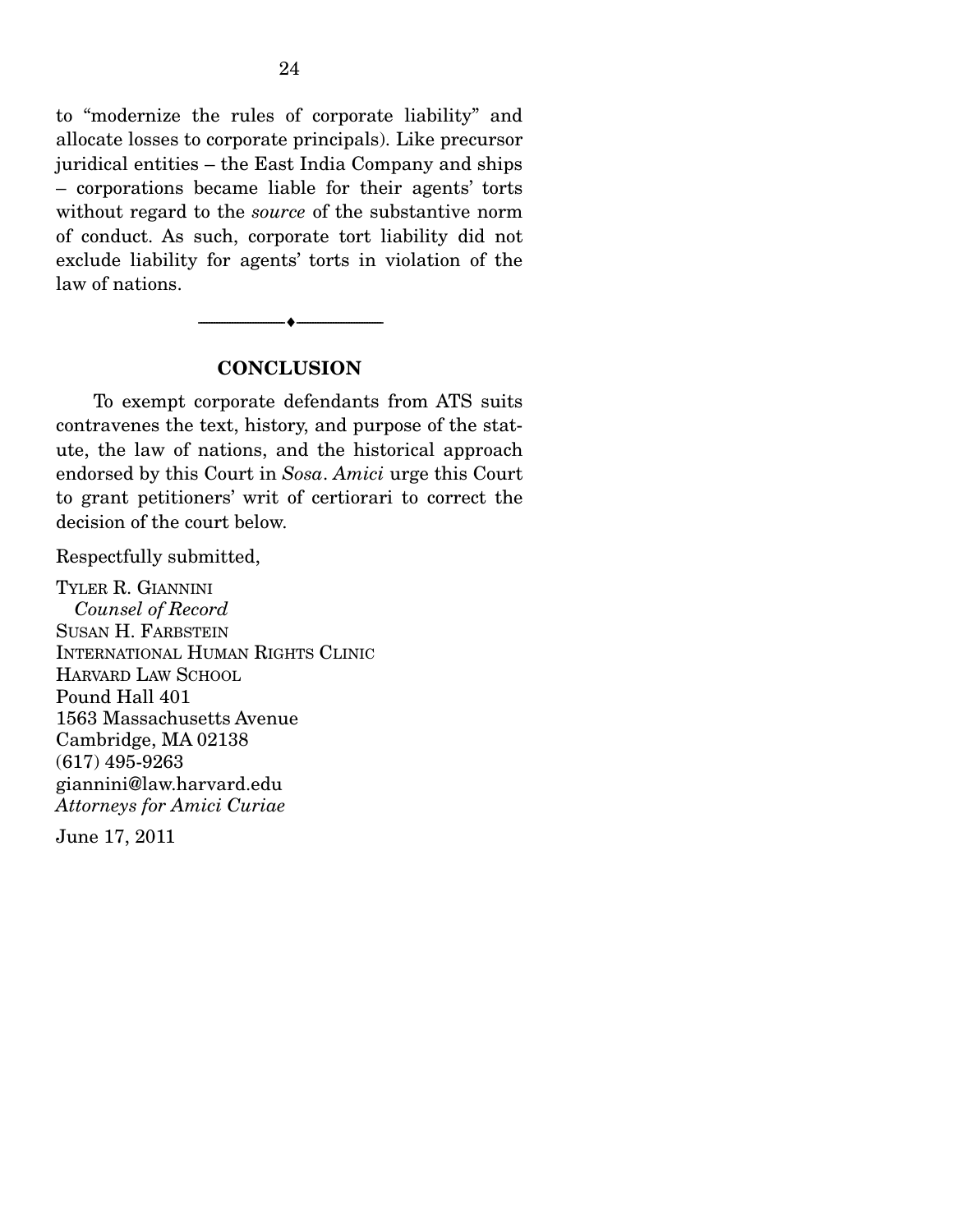to "modernize the rules of corporate liability" and allocate losses to corporate principals). Like precursor juridical entities – the East India Company and ships – corporations became liable for their agents' torts without regard to the *source* of the substantive norm of conduct. As such, corporate tort liability did not exclude liability for agents' torts in violation of the law of nations.

---

## CONCLUSION

To exempt corporate defendants from ATS suits contravenes the text, history, and purpose of the statute, the law of nations, and the historical approach endorsed by this Court in *Sosa*. *Amici* urge this Court to grant petitioners' writ of certiorari to correct the decision of the court below.

Respectfully submitted,

TYLER R. GIANNINI
*Counsel of Record*
SUSAN H. FARBSTEIN
INTERNATIONAL HUMAN RIGHTS CLINIC
HARVARD LAW SCHOOL
Pound Hall 401
1563 Massachusetts Avenue
Cambridge, MA 02138
(617) 495-9263
giannini@law.harvard.edu
*Attorneys for Amici Curiae*

June 17, 2011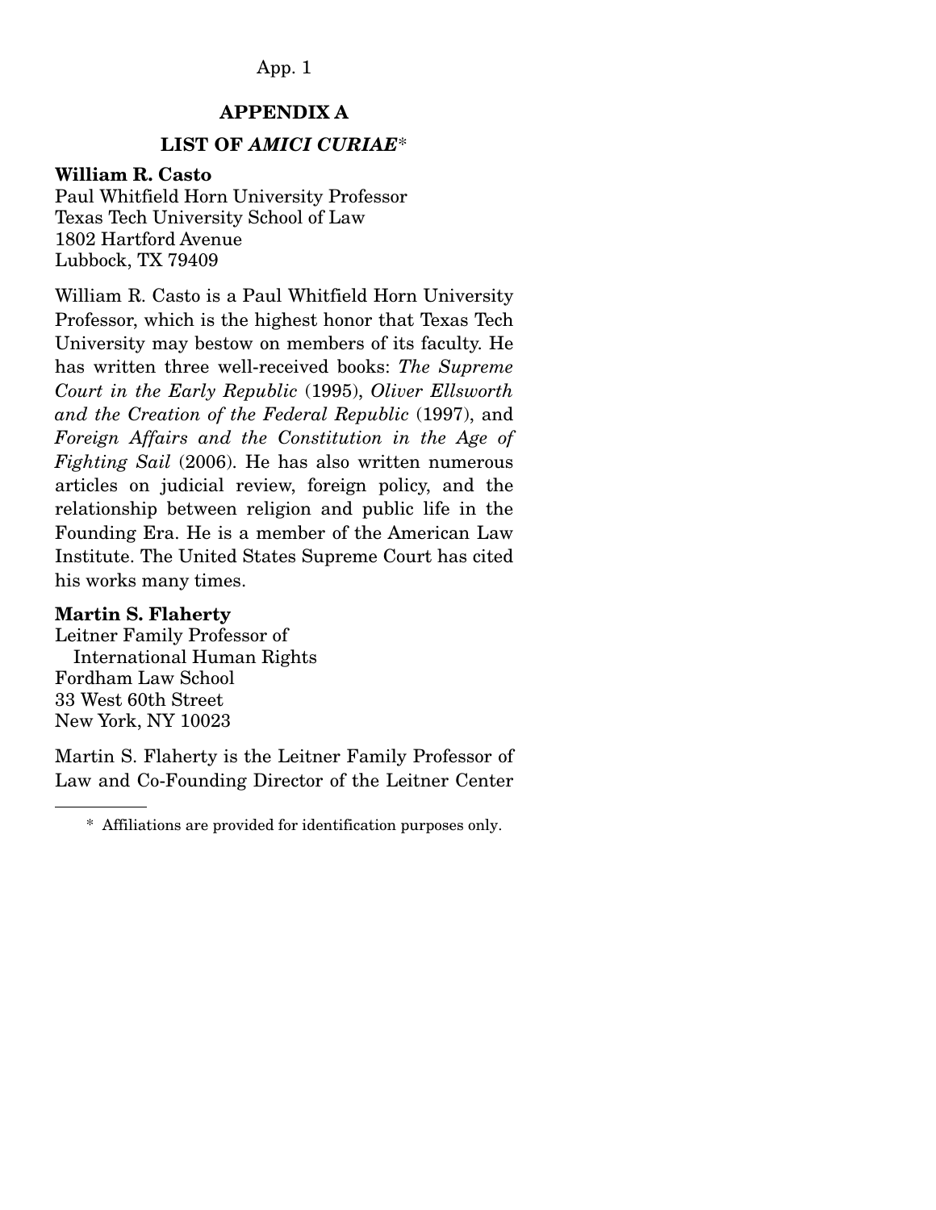## APPENDIX A

### LIST OF *AMICI CURIAE**

**William R. Casto**
Paul Whitfield Horn University Professor
Texas Tech University School of Law
1802 Hartford Avenue
Lubbock, TX 79409

William R. Casto is a Paul Whitfield Horn University Professor, which is the highest honor that Texas Tech University may bestow on members of its faculty. He has written three well-received books: *The Supreme Court in the Early Republic* (1995), *Oliver Ellsworth and the Creation of the Federal Republic* (1997), and *Foreign Affairs and the Constitution in the Age of Fighting Sail* (2006). He has also written numerous articles on judicial review, foreign policy, and the relationship between religion and public life in the Founding Era. He is a member of the American Law Institute. The United States Supreme Court has cited his works many times.

**Martin S. Flaherty**
Leitner Family Professor of
International Human Rights
Fordham Law School
33 West 60th Street
New York, NY 10023

Martin S. Flaherty is the Leitner Family Professor of Law and Co-Founding Director of the Leitner Center

\* Affiliations are provided for identification purposes only.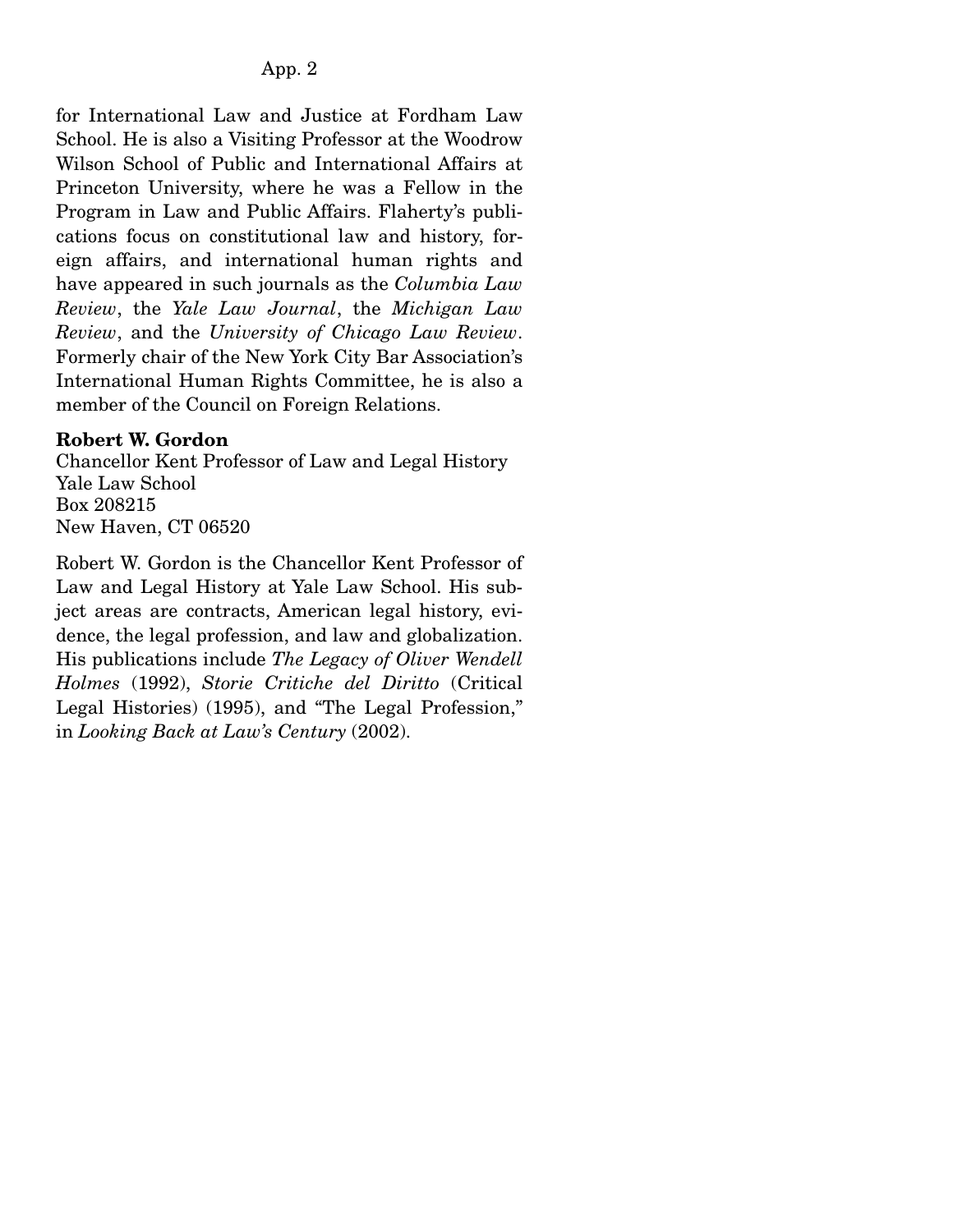for International Law and Justice at Fordham Law School. He is also a Visiting Professor at the Woodrow Wilson School of Public and International Affairs at Princeton University, where he was a Fellow in the Program in Law and Public Affairs. Flaherty's publications focus on constitutional law and history, foreign affairs, and international human rights and have appeared in such journals as the *Columbia Law Review*, the *Yale Law Journal*, the *Michigan Law Review*, and the *University of Chicago Law Review*. Formerly chair of the New York City Bar Association's International Human Rights Committee, he is also a member of the Council on Foreign Relations.

**Robert W. Gordon**
Chancellor Kent Professor of Law and Legal History
Yale Law School
Box 208215
New Haven, CT 06520

Robert W. Gordon is the Chancellor Kent Professor of Law and Legal History at Yale Law School. His subject areas are contracts, American legal history, evidence, the legal profession, and law and globalization. His publications include *The Legacy of Oliver Wendell Holmes* (1992), *Storie Critiche del Diritto* (Critical Legal Histories) (1995), and "The Legal Profession," in *Looking Back at Law's Century* (2002).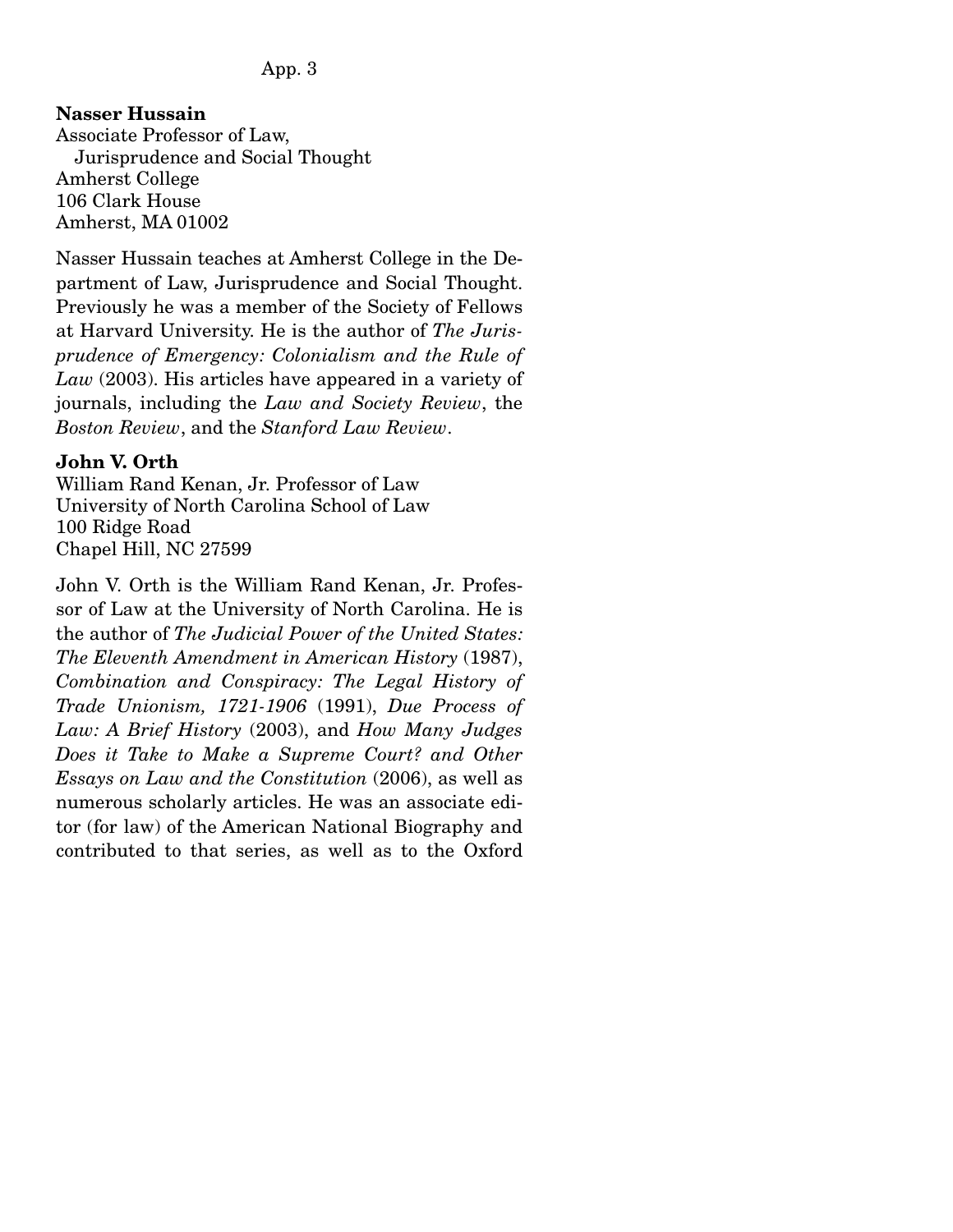**Nasser Hussain**
Associate Professor of Law,
Jurisprudence and Social Thought
Amherst College
106 Clark House
Amherst, MA 01002

Nasser Hussain teaches at Amherst College in the Department of Law, Jurisprudence and Social Thought. Previously he was a member of the Society of Fellows at Harvard University. He is the author of *The Jurisprudence of Emergency: Colonialism and the Rule of Law* (2003). His articles have appeared in a variety of journals, including the *Law and Society Review*, the *Boston Review*, and the *Stanford Law Review*.

**John V. Orth**
William Rand Kenan, Jr. Professor of Law
University of North Carolina School of Law
100 Ridge Road
Chapel Hill, NC 27599

John V. Orth is the William Rand Kenan, Jr. Professor of Law at the University of North Carolina. He is the author of *The Judicial Power of the United States: The Eleventh Amendment in American History* (1987), *Combination and Conspiracy: The Legal History of Trade Unionism, 1721-1906* (1991), *Due Process of Law: A Brief History* (2003), and *How Many Judges Does it Take to Make a Supreme Court? and Other Essays on Law and the Constitution* (2006), as well as numerous scholarly articles. He was an associate editor (for law) of the American National Biography and contributed to that series, as well as to the Oxford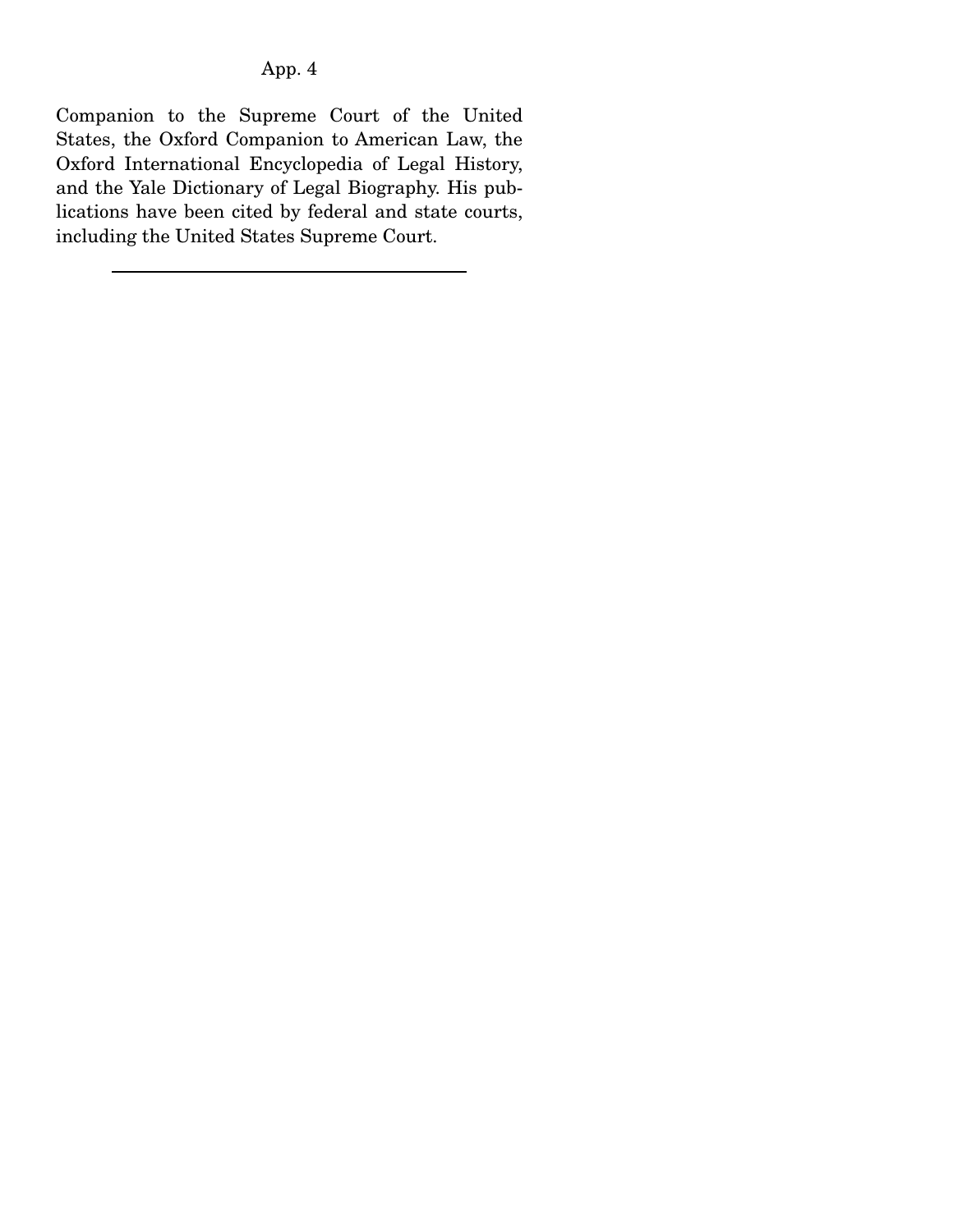Companion to the Supreme Court of the United States, the Oxford Companion to American Law, the Oxford International Encyclopedia of Legal History, and the Yale Dictionary of Legal Biography. His publications have been cited by federal and state courts, including the United States Supreme Court.

---